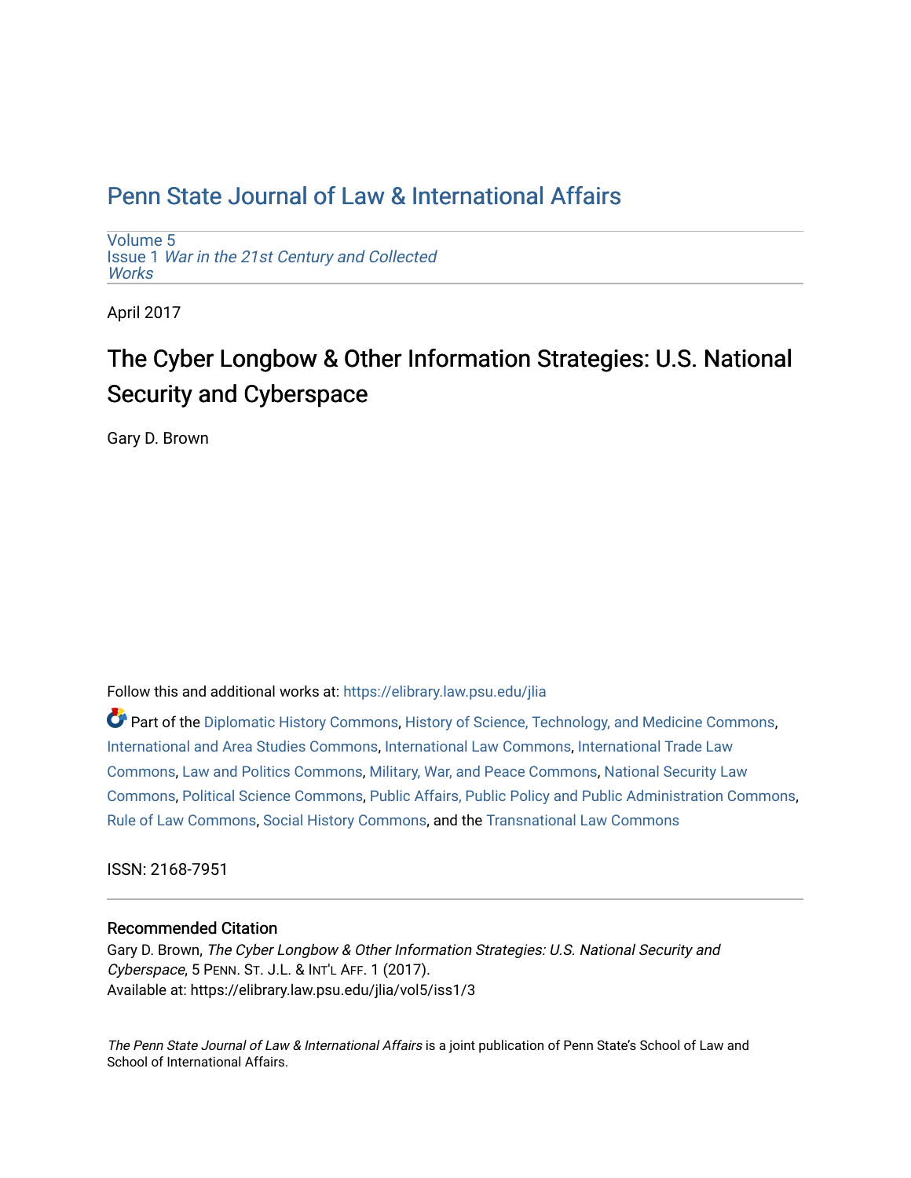# Penn State Journal of Law & International Affairs

Volume 5
Issue 1 *War in the 21st Century and Collected Works*

April 2017

## The Cyber Longbow & Other Information Strategies: U.S. National Security and Cyberspace

Gary D. Brown

Follow this and additional works at: https://elibrary.law.psu.edu/jlia

Part of the Diplomatic History Commons, History of Science, Technology, and Medicine Commons, International and Area Studies Commons, International Law Commons, International Trade Law Commons, Law and Politics Commons, Military, War, and Peace Commons, National Security Law Commons, Political Science Commons, Public Affairs, Public Policy and Public Administration Commons, Rule of Law Commons, Social History Commons, and the Transnational Law Commons

ISSN: 2168-7951

### Recommended Citation

Gary D. Brown, *The Cyber Longbow & Other Information Strategies: U.S. National Security and Cyberspace*, 5 PENN. ST. J.L. & INT'L AFF. 1 (2017).
Available at: https://elibrary.law.psu.edu/jlia/vol5/iss1/3

*The Penn State Journal of Law & International Affairs* is a joint publication of Penn State's School of Law and School of International Affairs.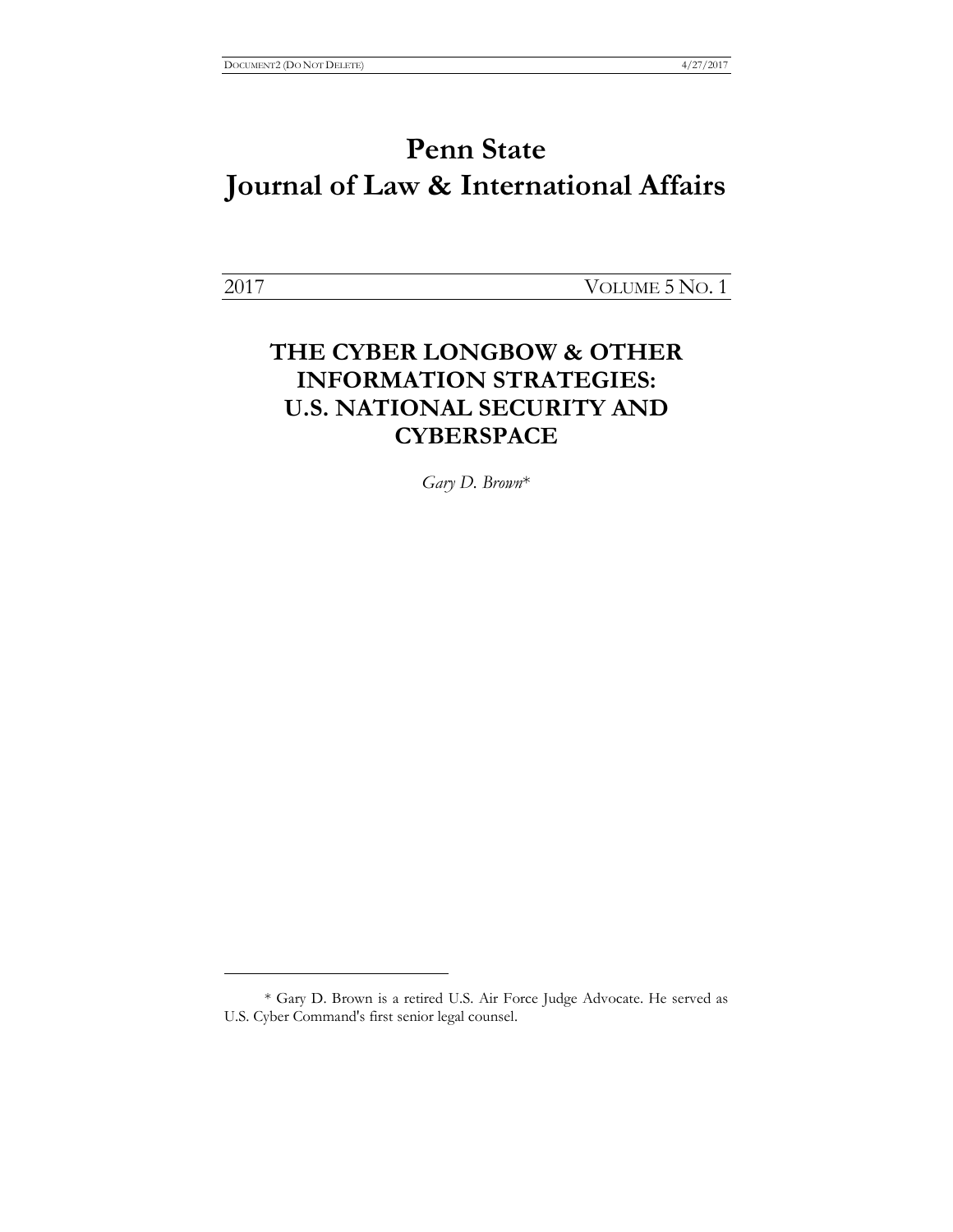# Penn State Journal of Law & International Affairs

2017 VOLUME 5 NO. 1

## THE CYBER LONGBOW & OTHER INFORMATION STRATEGIES: U.S. NATIONAL SECURITY AND CYBERSPACE

*Gary D. Brown**

---

\* Gary D. Brown is a retired U.S. Air Force Judge Advocate. He served as U.S. Cyber Command's first senior legal counsel.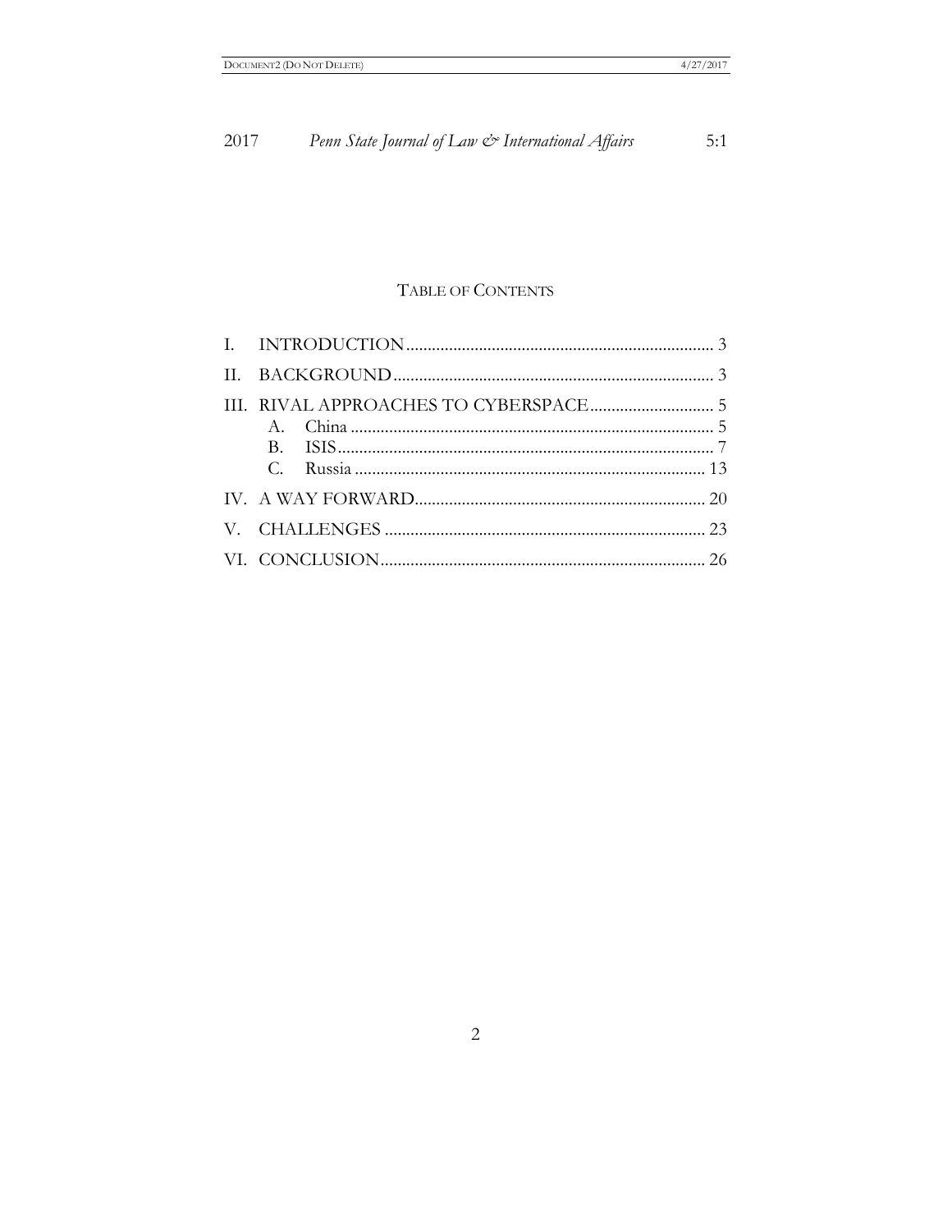## TABLE OF CONTENTS

I. INTRODUCTION ........................................................................ 3

II. BACKGROUND .......................................................................... 3

III. RIVAL APPROACHES TO CYBERSPACE ............................. 5

  A. China ..................................................................................... 5

  B. ISIS ........................................................................................ 7

  C. Russia .................................................................................. 13

IV. A WAY FORWARD ................................................................... 20

V. CHALLENGES ........................................................................... 23

VI. CONCLUSION .......................................................................... 26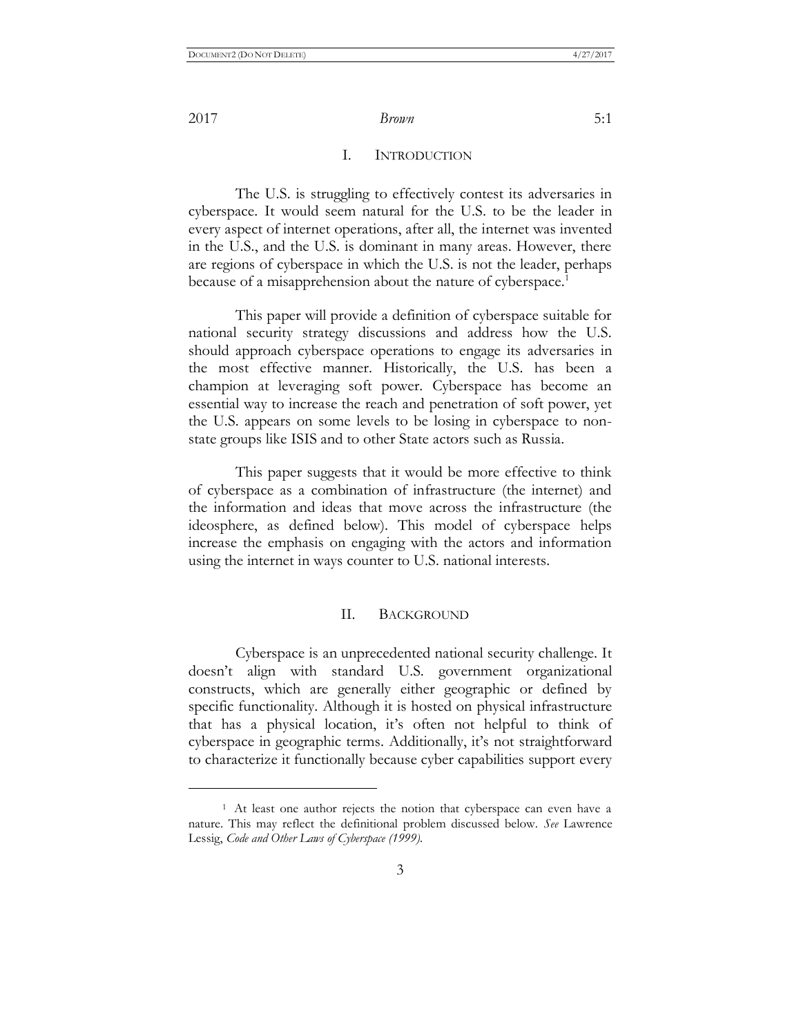## I. INTRODUCTION

The U.S. is struggling to effectively contest its adversaries in cyberspace. It would seem natural for the U.S. to be the leader in every aspect of internet operations, after all, the internet was invented in the U.S., and the U.S. is dominant in many areas. However, there are regions of cyberspace in which the U.S. is not the leader, perhaps because of a misapprehension about the nature of cyberspace.[1]

This paper will provide a definition of cyberspace suitable for national security strategy discussions and address how the U.S. should approach cyberspace operations to engage its adversaries in the most effective manner. Historically, the U.S. has been a champion at leveraging soft power. Cyberspace has become an essential way to increase the reach and penetration of soft power, yet the U.S. appears on some levels to be losing in cyberspace to non-state groups like ISIS and to other State actors such as Russia.

This paper suggests that it would be more effective to think of cyberspace as a combination of infrastructure (the internet) and the information and ideas that move across the infrastructure (the ideosphere, as defined below). This model of cyberspace helps increase the emphasis on engaging with the actors and information using the internet in ways counter to U.S. national interests.

## II. BACKGROUND

Cyberspace is an unprecedented national security challenge. It doesn't align with standard U.S. government organizational constructs, which are generally either geographic or defined by specific functionality. Although it is hosted on physical infrastructure that has a physical location, it's often not helpful to think of cyberspace in geographic terms. Additionally, it's not straightforward to characterize it functionally because cyber capabilities support every

---

[1] At least one author rejects the notion that cyberspace can even have a nature. This may reflect the definitional problem discussed below. *See* Lawrence Lessig, *Code and Other Laws of Cyberspace (1999).*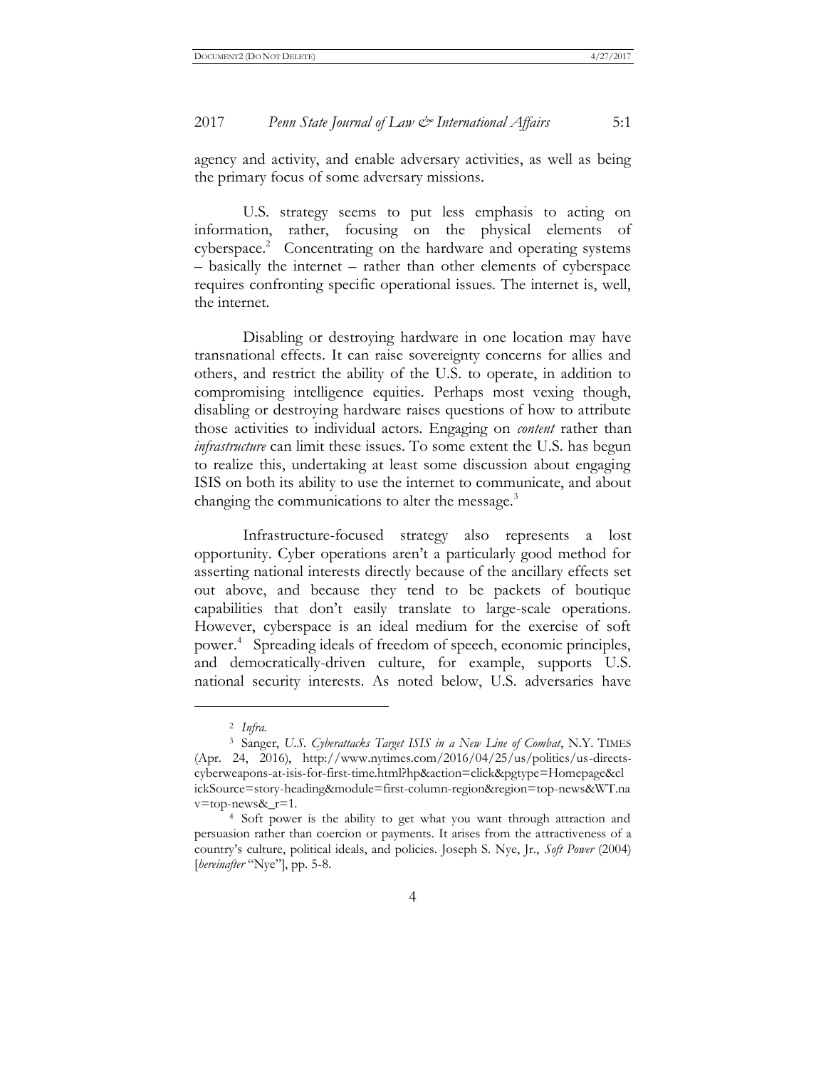agency and activity, and enable adversary activities, as well as being the primary focus of some adversary missions.

U.S. strategy seems to put less emphasis to acting on information, rather, focusing on the physical elements of cyberspace.[2] Concentrating on the hardware and operating systems – basically the internet – rather than other elements of cyberspace requires confronting specific operational issues. The internet is, well, the internet.

Disabling or destroying hardware in one location may have transnational effects. It can raise sovereignty concerns for allies and others, and restrict the ability of the U.S. to operate, in addition to compromising intelligence equities. Perhaps most vexing though, disabling or destroying hardware raises questions of how to attribute those activities to individual actors. Engaging on *content* rather than *infrastructure* can limit these issues. To some extent the U.S. has begun to realize this, undertaking at least some discussion about engaging ISIS on both its ability to use the internet to communicate, and about changing the communications to alter the message.[3]

Infrastructure-focused strategy also represents a lost opportunity. Cyber operations aren't a particularly good method for asserting national interests directly because of the ancillary effects set out above, and because they tend to be packets of boutique capabilities that don't easily translate to large-scale operations. However, cyberspace is an ideal medium for the exercise of soft power.[4] Spreading ideals of freedom of speech, economic principles, and democratically-driven culture, for example, supports U.S. national security interests. As noted below, U.S. adversaries have

---

[2] *Infra.*

[3] Sanger, *U.S. Cyberattacks Target ISIS in a New Line of Combat*, N.Y. TIMES (Apr. 24, 2016), http://www.nytimes.com/2016/04/25/us/politics/us-directs-cyberweapons-at-isis-for-first-time.html?hp&action=click&pgtype=Homepage&clickSource=story-heading&module=first-column-region&region=top-news&WT.nav=top-news&_r=1.

[4] Soft power is the ability to get what you want through attraction and persuasion rather than coercion or payments. It arises from the attractiveness of a country's culture, political ideals, and policies. Joseph S. Nye, Jr., *Soft Power* (2004) [*hereinafter* "Nye"], pp. 5-8.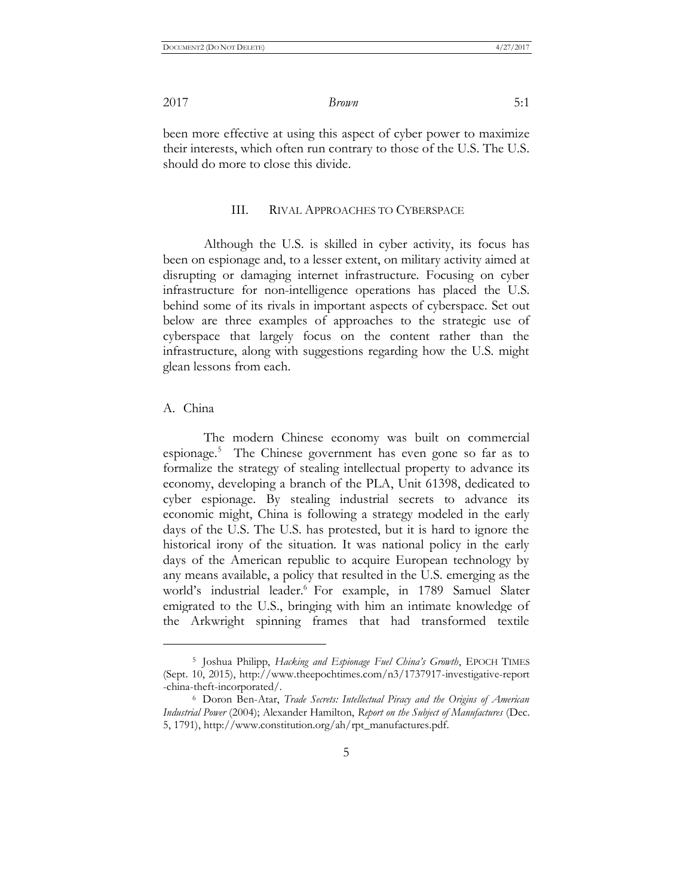been more effective at using this aspect of cyber power to maximize their interests, which often run contrary to those of the U.S. The U.S. should do more to close this divide.

## III. RIVAL APPROACHES TO CYBERSPACE

Although the U.S. is skilled in cyber activity, its focus has been on espionage and, to a lesser extent, on military activity aimed at disrupting or damaging internet infrastructure. Focusing on cyber infrastructure for non-intelligence operations has placed the U.S. behind some of its rivals in important aspects of cyberspace. Set out below are three examples of approaches to the strategic use of cyberspace that largely focus on the content rather than the infrastructure, along with suggestions regarding how the U.S. might glean lessons from each.

### A. China

The modern Chinese economy was built on commercial espionage.[5] The Chinese government has even gone so far as to formalize the strategy of stealing intellectual property to advance its economy, developing a branch of the PLA, Unit 61398, dedicated to cyber espionage. By stealing industrial secrets to advance its economic might, China is following a strategy modeled in the early days of the U.S. The U.S. has protested, but it is hard to ignore the historical irony of the situation. It was national policy in the early days of the American republic to acquire European technology by any means available, a policy that resulted in the U.S. emerging as the world's industrial leader.[6] For example, in 1789 Samuel Slater emigrated to the U.S., bringing with him an intimate knowledge of the Arkwright spinning frames that had transformed textile

---

[5] Joshua Philipp, *Hacking and Espionage Fuel China's Growth*, EPOCH TIMES (Sept. 10, 2015), http://www.theepochtimes.com/n3/1737917-investigative-report-china-theft-incorporated/.

[6] Doron Ben-Atar, *Trade Secrets: Intellectual Piracy and the Origins of American Industrial Power* (2004); Alexander Hamilton, *Report on the Subject of Manufactures* (Dec. 5, 1791), http://www.constitution.org/ah/rpt_manufactures.pdf.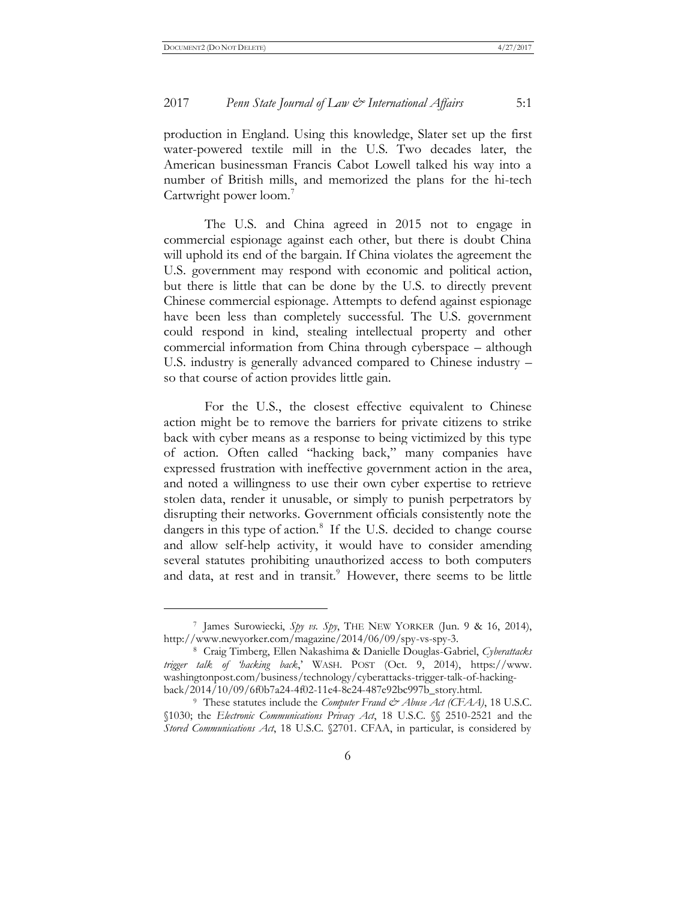production in England. Using this knowledge, Slater set up the first water-powered textile mill in the U.S. Two decades later, the American businessman Francis Cabot Lowell talked his way into a number of British mills, and memorized the plans for the hi-tech Cartwright power loom.[7]

The U.S. and China agreed in 2015 not to engage in commercial espionage against each other, but there is doubt China will uphold its end of the bargain. If China violates the agreement the U.S. government may respond with economic and political action, but there is little that can be done by the U.S. to directly prevent Chinese commercial espionage. Attempts to defend against espionage have been less than completely successful. The U.S. government could respond in kind, stealing intellectual property and other commercial information from China through cyberspace – although U.S. industry is generally advanced compared to Chinese industry – so that course of action provides little gain.

For the U.S., the closest effective equivalent to Chinese action might be to remove the barriers for private citizens to strike back with cyber means as a response to being victimized by this type of action. Often called "hacking back," many companies have expressed frustration with ineffective government action in the area, and noted a willingness to use their own cyber expertise to retrieve stolen data, render it unusable, or simply to punish perpetrators by disrupting their networks. Government officials consistently note the dangers in this type of action.[8] If the U.S. decided to change course and allow self-help activity, it would have to consider amending several statutes prohibiting unauthorized access to both computers and data, at rest and in transit.[9] However, there seems to be little

---

[7] James Surowiecki, *Spy vs. Spy*, THE NEW YORKER (Jun. 9 & 16, 2014), http://www.newyorker.com/magazine/2014/06/09/spy-vs-spy-3.

[8] Craig Timberg, Ellen Nakashima & Danielle Douglas-Gabriel, *Cyberattacks trigger talk of 'hacking back*,' WASH. POST (Oct. 9, 2014), https://www.washingtonpost.com/business/technology/cyberattacks-trigger-talk-of-hacking-back/2014/10/09/6f0b7a24-4f02-11e4-8c24-487e92bc997b_story.html.

[9] These statutes include the *Computer Fraud & Abuse Act (CFAA)*, 18 U.S.C. §1030; the *Electronic Communications Privacy Act*, 18 U.S.C. §§ 2510-2521 and the *Stored Communications Act*, 18 U.S.C. §2701. CFAA, in particular, is considered by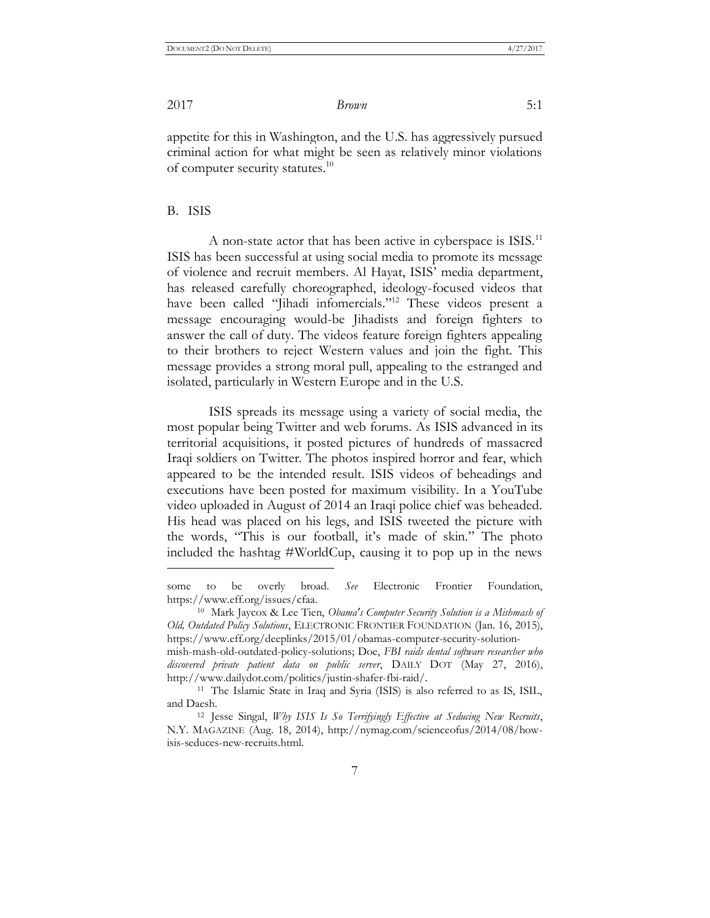appetite for this in Washington, and the U.S. has aggressively pursued criminal action for what might be seen as relatively minor violations of computer security statutes.[10]

## B. ISIS

A non-state actor that has been active in cyberspace is ISIS.[11] ISIS has been successful at using social media to promote its message of violence and recruit members. Al Hayat, ISIS' media department, has released carefully choreographed, ideology-focused videos that have been called "Jihadi infomercials."[12] These videos present a message encouraging would-be Jihadists and foreign fighters to answer the call of duty. The videos feature foreign fighters appealing to their brothers to reject Western values and join the fight. This message provides a strong moral pull, appealing to the estranged and isolated, particularly in Western Europe and in the U.S.

ISIS spreads its message using a variety of social media, the most popular being Twitter and web forums. As ISIS advanced in its territorial acquisitions, it posted pictures of hundreds of massacred Iraqi soldiers on Twitter. The photos inspired horror and fear, which appeared to be the intended result. ISIS videos of beheadings and executions have been posted for maximum visibility. In a YouTube video uploaded in August of 2014 an Iraqi police chief was beheaded. His head was placed on his legs, and ISIS tweeted the picture with the words, "This is our football, it's made of skin." The photo included the hashtag #WorldCup, causing it to pop up in the news

---

some to be overly broad. *See* Electronic Frontier Foundation, https://www.eff.org/issues/cfaa.

[10] Mark Jaycox & Lee Tien, *Obama's Computer Security Solution is a Mishmash of Old, Outdated Policy Solutions*, ELECTRONIC FRONTIER FOUNDATION (Jan. 16, 2015), https://www.eff.org/deeplinks/2015/01/obamas-computer-security-solution-mish-mash-old-outdated-policy-solutions; Doe, *FBI raids dental software researcher who discovered private patient data on public server*, DAILY DOT (May 27, 2016), http://www.dailydot.com/politics/justin-shafer-fbi-raid/.

[11] The Islamic State in Iraq and Syria (ISIS) is also referred to as IS, ISIL, and Daesh.

[12] Jesse Singal, *Why ISIS Is So Terrifyingly Effective at Seducing New Recruits*, N.Y. MAGAZINE (Aug. 18, 2014), http://nymag.com/scienceofus/2014/08/how-isis-seduces-new-recruits.html.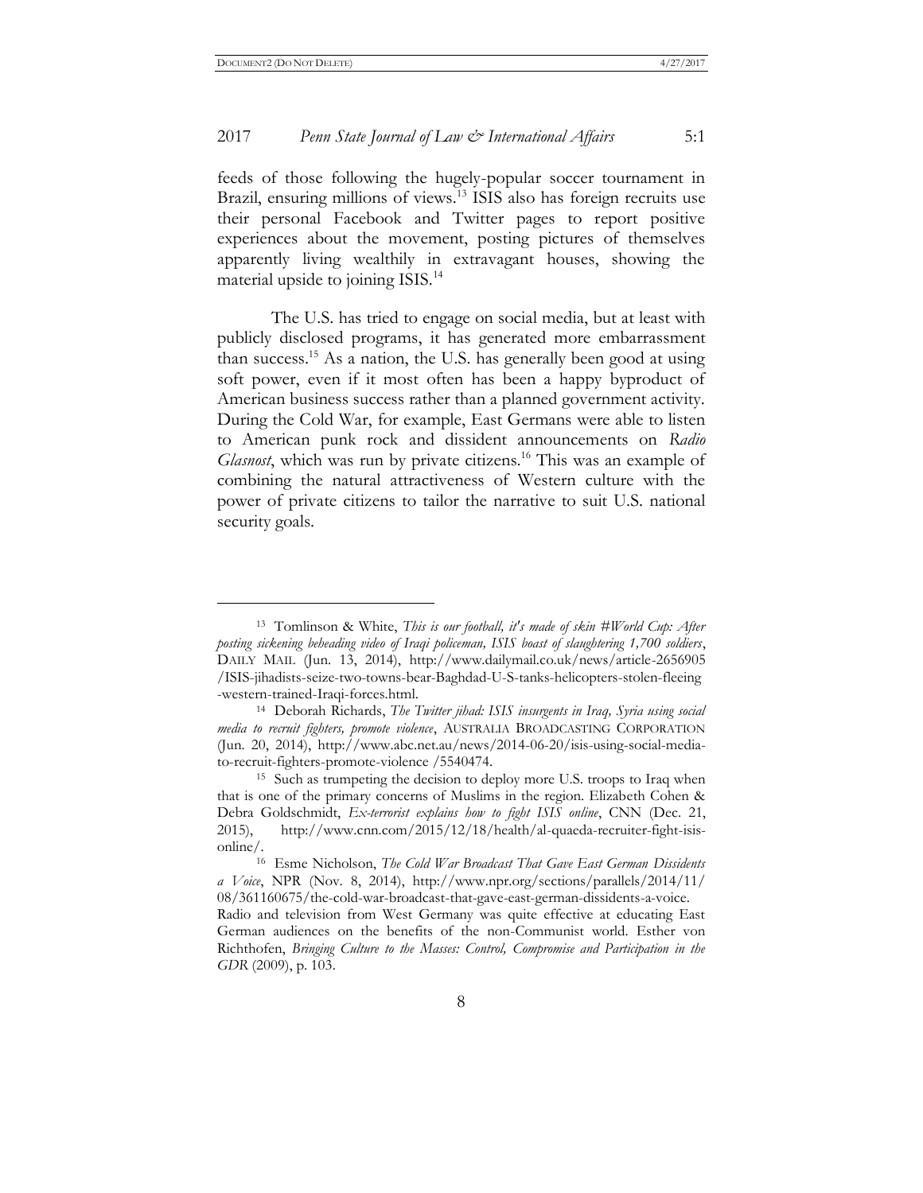feeds of those following the hugely-popular soccer tournament in Brazil, ensuring millions of views.[13] ISIS also has foreign recruits use their personal Facebook and Twitter pages to report positive experiences about the movement, posting pictures of themselves apparently living wealthily in extravagant houses, showing the material upside to joining ISIS.[14]

The U.S. has tried to engage on social media, but at least with publicly disclosed programs, it has generated more embarrassment than success.[15] As a nation, the U.S. has generally been good at using soft power, even if it most often has been a happy byproduct of American business success rather than a planned government activity. During the Cold War, for example, East Germans were able to listen to American punk rock and dissident announcements on *Radio Glasnost*, which was run by private citizens.[16] This was an example of combining the natural attractiveness of Western culture with the power of private citizens to tailor the narrative to suit U.S. national security goals.

---

[13] Tomlinson & White, *This is our football, it's made of skin #World Cup: After posting sickening beheading video of Iraqi policeman, ISIS boast of slaughtering 1,700 soldiers*, DAILY MAIL (Jun. 13, 2014), http://www.dailymail.co.uk/news/article-2656905/ISIS-jihadists-seize-two-towns-bear-Baghdad-U-S-tanks-helicopters-stolen-fleeing-western-trained-Iraqi-forces.html.

[14] Deborah Richards, *The Twitter jihad: ISIS insurgents in Iraq, Syria using social media to recruit fighters, promote violence*, AUSTRALIA BROADCASTING CORPORATION (Jun. 20, 2014), http://www.abc.net.au/news/2014-06-20/isis-using-social-media-to-recruit-fighters-promote-violence /5540474.

[15] Such as trumpeting the decision to deploy more U.S. troops to Iraq when that is one of the primary concerns of Muslims in the region. Elizabeth Cohen & Debra Goldschmidt, *Ex-terrorist explains how to fight ISIS online*, CNN (Dec. 21, 2015), http://www.cnn.com/2015/12/18/health/al-quaeda-recruiter-fight-isis-online/.

[16] Esme Nicholson, *The Cold War Broadcast That Gave East German Dissidents a Voice*, NPR (Nov. 8, 2014), http://www.npr.org/sections/parallels/2014/11/08/361160675/the-cold-war-broadcast-that-gave-east-german-dissidents-a-voice. Radio and television from West Germany was quite effective at educating East German audiences on the benefits of the non-Communist world. Esther von Richthofen, *Bringing Culture to the Masses: Control, Compromise and Participation in the GDR* (2009), p. 103.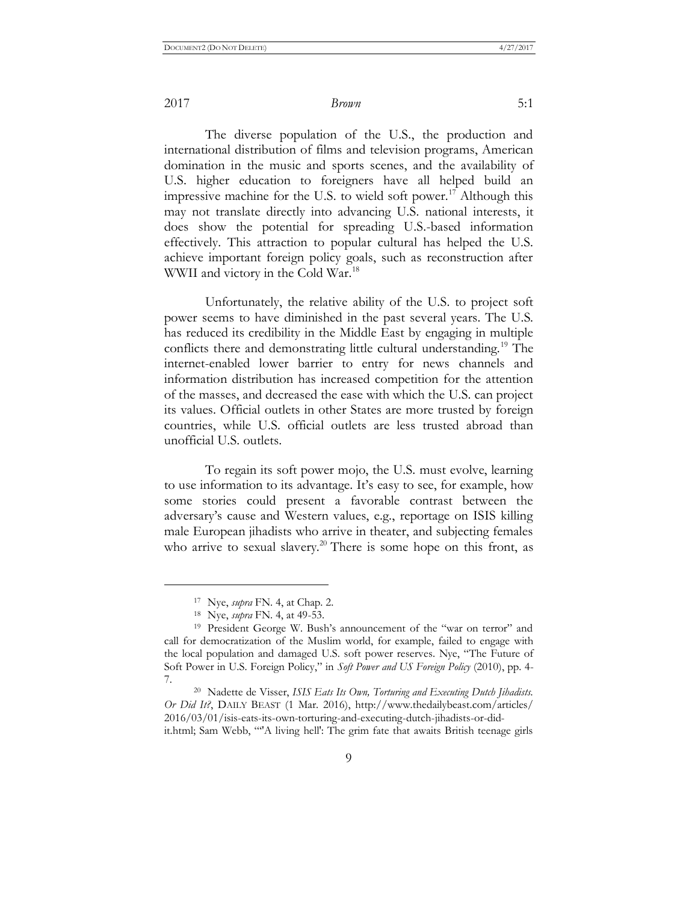The diverse population of the U.S., the production and international distribution of films and television programs, American domination in the music and sports scenes, and the availability of U.S. higher education to foreigners have all helped build an impressive machine for the U.S. to wield soft power.[17] Although this may not translate directly into advancing U.S. national interests, it does show the potential for spreading U.S.-based information effectively. This attraction to popular cultural has helped the U.S. achieve important foreign policy goals, such as reconstruction after WWII and victory in the Cold War.[18]

Unfortunately, the relative ability of the U.S. to project soft power seems to have diminished in the past several years. The U.S. has reduced its credibility in the Middle East by engaging in multiple conflicts there and demonstrating little cultural understanding.[19] The internet-enabled lower barrier to entry for news channels and information distribution has increased competition for the attention of the masses, and decreased the ease with which the U.S. can project its values. Official outlets in other States are more trusted by foreign countries, while U.S. official outlets are less trusted abroad than unofficial U.S. outlets.

To regain its soft power mojo, the U.S. must evolve, learning to use information to its advantage. It's easy to see, for example, how some stories could present a favorable contrast between the adversary's cause and Western values, e.g., reportage on ISIS killing male European jihadists who arrive in theater, and subjecting females who arrive to sexual slavery.[20] There is some hope on this front, as

---

[17] Nye, *supra* FN. 4, at Chap. 2.

[18] Nye, *supra* FN. 4, at 49-53.

[19] President George W. Bush's announcement of the "war on terror" and call for democratization of the Muslim world, for example, failed to engage with the local population and damaged U.S. soft power reserves. Nye, "The Future of Soft Power in U.S. Foreign Policy," in *Soft Power and US Foreign Policy* (2010), pp. 4-7.

[20] Nadette de Visser, *ISIS Eats Its Own, Torturing and Executing Dutch Jihadists. Or Did It?*, DAILY BEAST (1 Mar. 2016), http://www.thedailybeast.com/articles/2016/03/01/isis-eats-its-own-torturing-and-executing-dutch-jihadists-or-did-it.html; Sam Webb, ""A living hell': The grim fate that awaits British teenage girls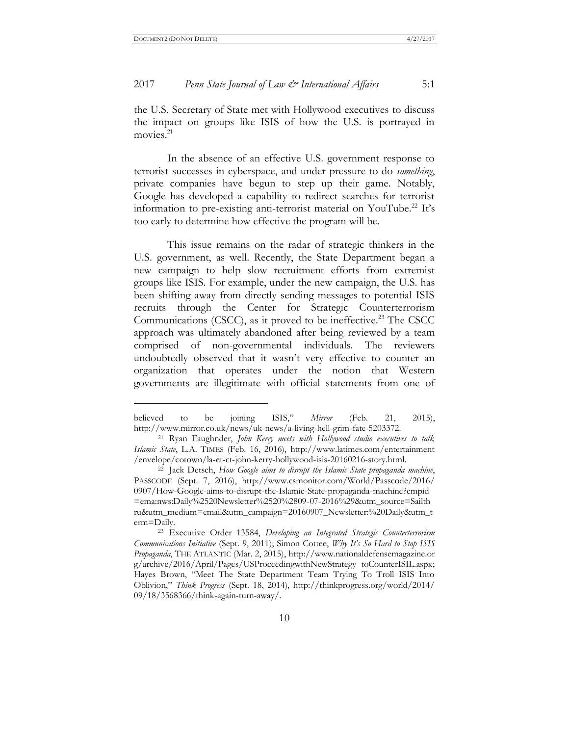the U.S. Secretary of State met with Hollywood executives to discuss the impact on groups like ISIS of how the U.S. is portrayed in movies.[21]

In the absence of an effective U.S. government response to terrorist successes in cyberspace, and under pressure to do *something*, private companies have begun to step up their game. Notably, Google has developed a capability to redirect searches for terrorist information to pre-existing anti-terrorist material on YouTube.[22] It's too early to determine how effective the program will be.

This issue remains on the radar of strategic thinkers in the U.S. government, as well. Recently, the State Department began a new campaign to help slow recruitment efforts from extremist groups like ISIS. For example, under the new campaign, the U.S. has been shifting away from directly sending messages to potential ISIS recruits through the Center for Strategic Counterterrorism Communications (CSCC), as it proved to be ineffective.[23] The CSCC approach was ultimately abandoned after being reviewed by a team comprised of non-governmental individuals. The reviewers undoubtedly observed that it wasn't very effective to counter an organization that operates under the notion that Western governments are illegitimate with official statements from one of

---

believed to be joining ISIS," *Mirror* (Feb. 21, 2015), http://www.mirror.co.uk/news/uk-news/a-living-hell-grim-fate-5203372.

[21] Ryan Faughnder, *John Kerry meets with Hollywood studio executives to talk Islamic State*, L.A. TIMES (Feb. 16, 2016), http://www.latimes.com/entertainment/envelope/cotown/la-et-ct-john-kerry-hollywood-isis-20160216-story.html.

[22] Jack Detsch, *How Google aims to disrupt the Islamic State propaganda machine*, PASSCODE (Sept. 7, 2016), http://www.csmonitor.com/World/Passcode/2016/0907/How-Google-aims-to-disrupt-the-Islamic-State-propaganda-machine?cmpid=ema:nws:Daily%2520Newsletter%2520%2809-07-2016%29&utm_source=Sailthru&utm_medium=email&utm_campaign=20160907_Newsletter:%20Daily&utm_term=Daily.

[23] Executive Order 13584, *Developing an Integrated Strategic Counterterrorism Communications Initiative* (Sept. 9, 2011); Simon Cottee, *Why It's So Hard to Stop ISIS Propaganda*, THE ATLANTIC (Mar. 2, 2015), http://www.nationaldefensemagazine.org/archive/2016/April/Pages/USProceedingwithNewStrategy toCounterISIL.aspx; Hayes Brown, "Meet The State Department Team Trying To Troll ISIS Into Oblivion," *Think Progress* (Sept. 18, 2014), http://thinkprogress.org/world/2014/09/18/3568366/think-again-turn-away/.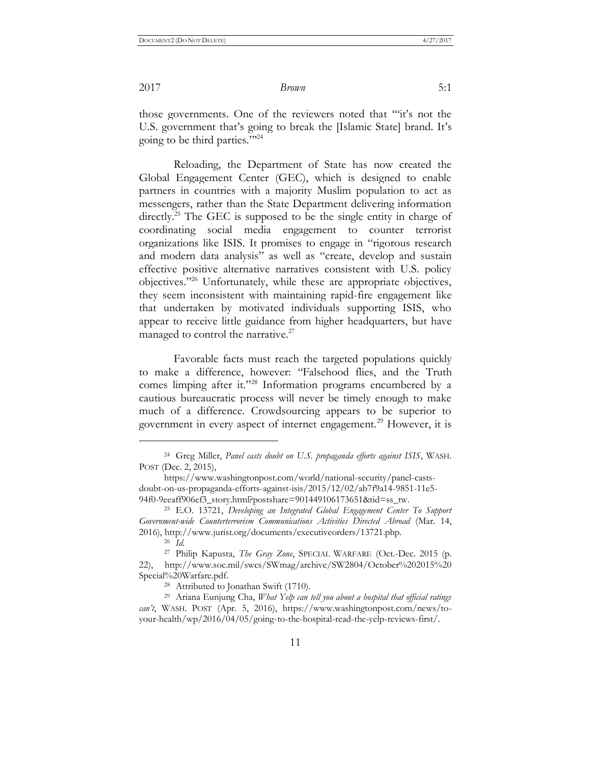those governments. One of the reviewers noted that "'it's not the U.S. government that's going to break the [Islamic State] brand. It's going to be third parties.'"[24]

Reloading, the Department of State has now created the Global Engagement Center (GEC), which is designed to enable partners in countries with a majority Muslim population to act as messengers, rather than the State Department delivering information directly.[25] The GEC is supposed to be the single entity in charge of coordinating social media engagement to counter terrorist organizations like ISIS. It promises to engage in "rigorous research and modern data analysis" as well as "create, develop and sustain effective positive alternative narratives consistent with U.S. policy objectives."[26] Unfortunately, while these are appropriate objectives, they seem inconsistent with maintaining rapid-fire engagement like that undertaken by motivated individuals supporting ISIS, who appear to receive little guidance from higher headquarters, but have managed to control the narrative.[27]

Favorable facts must reach the targeted populations quickly to make a difference, however: "Falsehood flies, and the Truth comes limping after it."[28] Information programs encumbered by a cautious bureaucratic process will never be timely enough to make much of a difference. Crowdsourcing appears to be superior to government in every aspect of internet engagement.[29] However, it is

---

[24] Greg Miller, *Panel casts doubt on U.S. propaganda efforts against ISIS*, WASH. POST (Dec. 2, 2015), https://www.washingtonpost.com/world/national-security/panel-casts-doubt-on-us-propaganda-efforts-against-isis/2015/12/02/ab7f9a14-9851-11e5-94f0-9eeaff906ef3_story.html?postshare=901449106173651&tid=ss_tw.

[25] E.O. 13721, *Developing an Integrated Global Engagement Center To Support Government-wide Counterterrorism Communications Activities Directed Abroad* (Mar. 14, 2016), http://www.jurist.org/documents/executiveorders/13721.php.

[26] *Id.*

[27] Philip Kapusta, *The Gray Zone*, SPECIAL WARFARE (Oct.-Dec. 2015 (p. 22), http://www.soc.mil/swcs/SWmag/archive/SW2804/October%202015%20Special%20Warfare.pdf.

[28] Attributed to Jonathan Swift (1710).

[29] Ariana Eunjung Cha, *What Yelp can tell you about a hospital that official ratings can't*, WASH. POST (Apr. 5, 2016), https://www.washingtonpost.com/news/to-your-health/wp/2016/04/05/going-to-the-hospital-read-the-yelp-reviews-first/.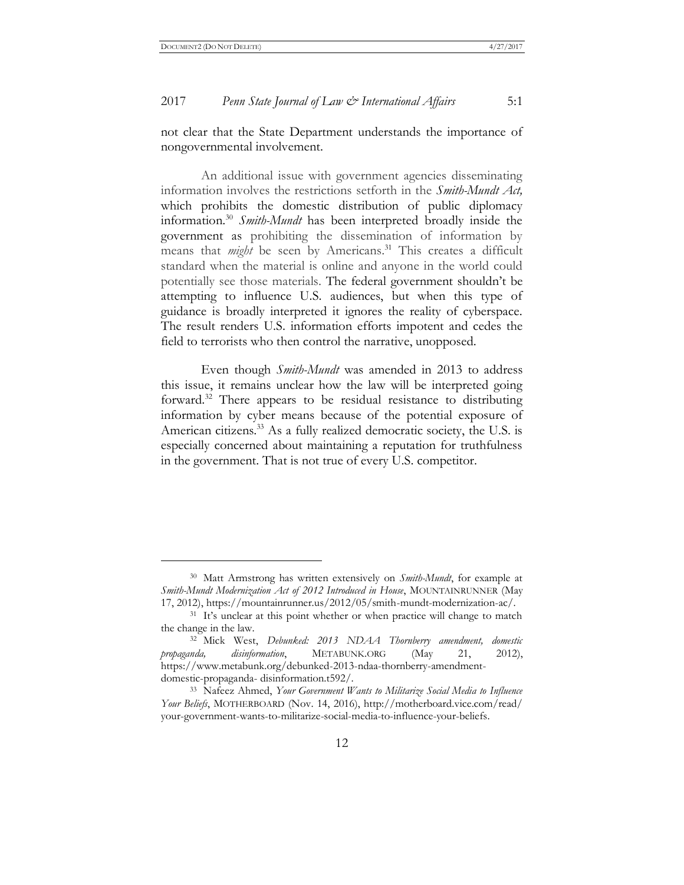not clear that the State Department understands the importance of nongovernmental involvement.

An additional issue with government agencies disseminating information involves the restrictions setforth in the *Smith-Mundt Act,* which prohibits the domestic distribution of public diplomacy information.[30] *Smith-Mundt* has been interpreted broadly inside the government as prohibiting the dissemination of information by means that *might* be seen by Americans.[31] This creates a difficult standard when the material is online and anyone in the world could potentially see those materials. The federal government shouldn't be attempting to influence U.S. audiences, but when this type of guidance is broadly interpreted it ignores the reality of cyberspace. The result renders U.S. information efforts impotent and cedes the field to terrorists who then control the narrative, unopposed.

Even though *Smith-Mundt* was amended in 2013 to address this issue, it remains unclear how the law will be interpreted going forward.[32] There appears to be residual resistance to distributing information by cyber means because of the potential exposure of American citizens.[33] As a fully realized democratic society, the U.S. is especially concerned about maintaining a reputation for truthfulness in the government. That is not true of every U.S. competitor.

---

[30] Matt Armstrong has written extensively on *Smith-Mundt*, for example at *Smith-Mundt Modernization Act of 2012 Introduced in House*, MOUNTAINRUNNER (May 17, 2012), https://mountainrunner.us/2012/05/smith-mundt-modernization-ac/.

[31] It's unclear at this point whether or when practice will change to match the change in the law.

[32] Mick West, *Debunked: 2013 NDAA Thornberry amendment, domestic propaganda, disinformation*, METABUNK.ORG (May 21, 2012), https://www.metabunk.org/debunked-2013-ndaa-thornberry-amendment-domestic-propaganda- disinformation.t592/.

[33] Nafeez Ahmed, *Your Government Wants to Militarize Social Media to Influence Your Beliefs*, MOTHERBOARD (Nov. 14, 2016), http://motherboard.vice.com/read/your-government-wants-to-militarize-social-media-to-influence-your-beliefs.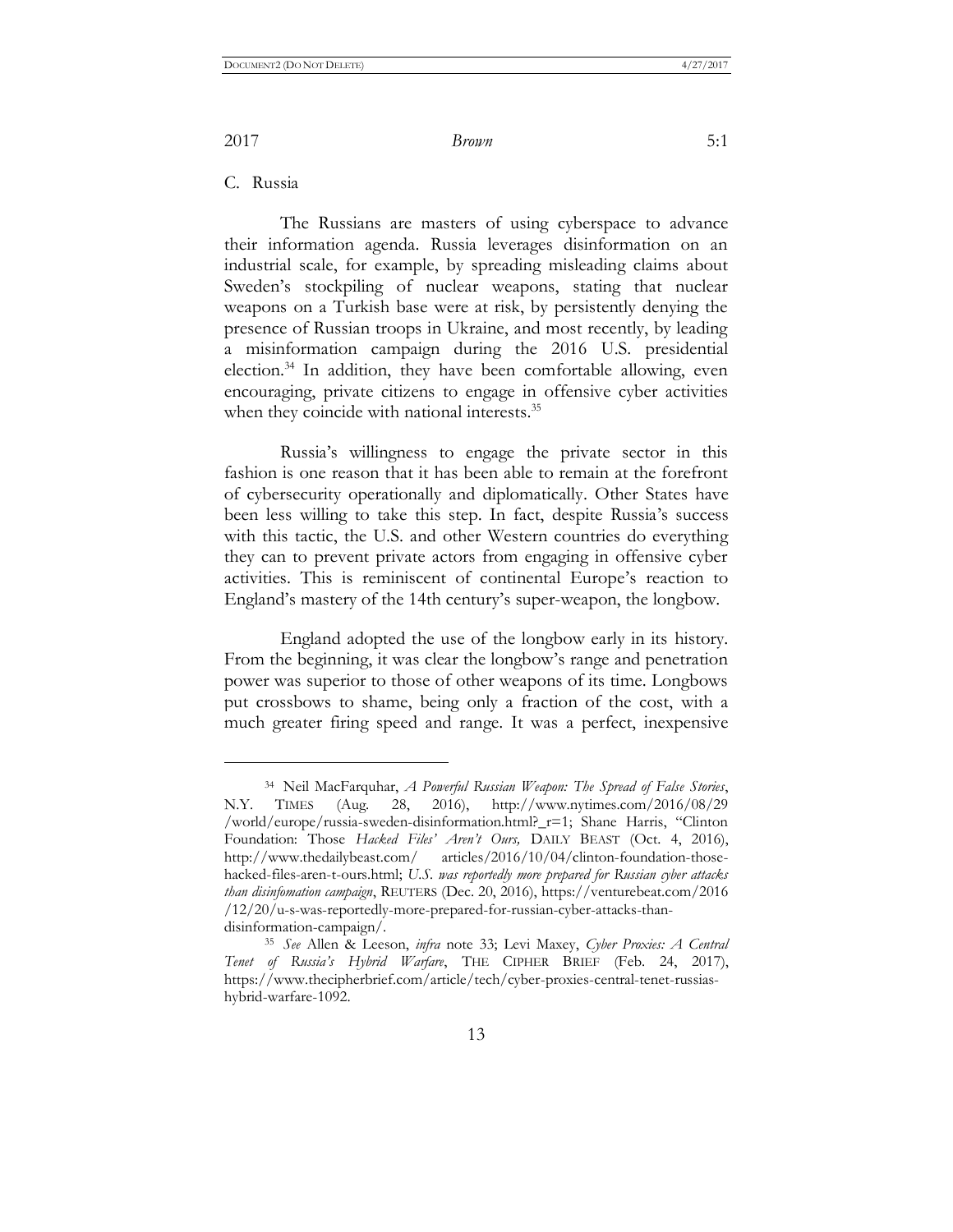## C. Russia

The Russians are masters of using cyberspace to advance their information agenda. Russia leverages disinformation on an industrial scale, for example, by spreading misleading claims about Sweden's stockpiling of nuclear weapons, stating that nuclear weapons on a Turkish base were at risk, by persistently denying the presence of Russian troops in Ukraine, and most recently, by leading a misinformation campaign during the 2016 U.S. presidential election.[34] In addition, they have been comfortable allowing, even encouraging, private citizens to engage in offensive cyber activities when they coincide with national interests.[35]

Russia's willingness to engage the private sector in this fashion is one reason that it has been able to remain at the forefront of cybersecurity operationally and diplomatically. Other States have been less willing to take this step. In fact, despite Russia's success with this tactic, the U.S. and other Western countries do everything they can to prevent private actors from engaging in offensive cyber activities. This is reminiscent of continental Europe's reaction to England's mastery of the 14th century's super-weapon, the longbow.

England adopted the use of the longbow early in its history. From the beginning, it was clear the longbow's range and penetration power was superior to those of other weapons of its time. Longbows put crossbows to shame, being only a fraction of the cost, with a much greater firing speed and range. It was a perfect, inexpensive

---

[34] Neil MacFarquhar, *A Powerful Russian Weapon: The Spread of False Stories*, N.Y. TIMES (Aug. 28, 2016), http://www.nytimes.com/2016/08/29/world/europe/russia-sweden-disinformation.html?_r=1; Shane Harris, "Clinton Foundation: Those *Hacked Files' Aren't Ours,* DAILY BEAST (Oct. 4, 2016), http://www.thedailybeast.com/articles/2016/10/04/clinton-foundation-those-hacked-files-aren-t-ours.html; *U.S. was reportedly more prepared for Russian cyber attacks than disinfomation campaign*, REUTERS (Dec. 20, 2016), https://venturebeat.com/2016/12/20/u-s-was-reportedly-more-prepared-for-russian-cyber-attacks-than-disinformation-campaign/.

[35] *See* Allen & Leeson, *infra* note 33; Levi Maxey, *Cyber Proxies: A Central Tenet of Russia's Hybrid Warfare*, THE CIPHER BRIEF (Feb. 24, 2017), https://www.thecipherbrief.com/article/tech/cyber-proxies-central-tenet-russias-hybrid-warfare-1092.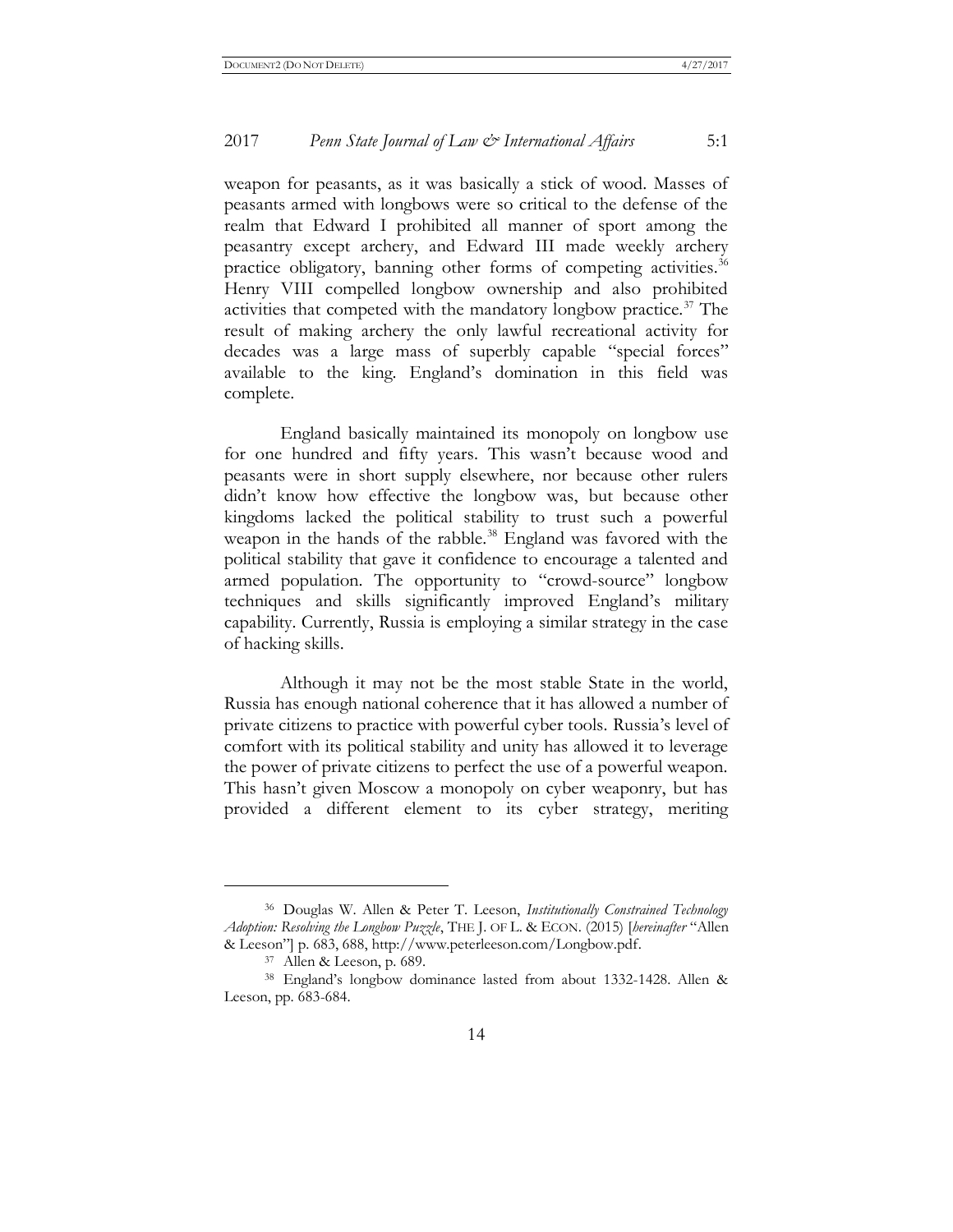weapon for peasants, as it was basically a stick of wood. Masses of peasants armed with longbows were so critical to the defense of the realm that Edward I prohibited all manner of sport among the peasantry except archery, and Edward III made weekly archery practice obligatory, banning other forms of competing activities.[36] Henry VIII compelled longbow ownership and also prohibited activities that competed with the mandatory longbow practice.[37] The result of making archery the only lawful recreational activity for decades was a large mass of superbly capable "special forces" available to the king. England's domination in this field was complete.

England basically maintained its monopoly on longbow use for one hundred and fifty years. This wasn't because wood and peasants were in short supply elsewhere, nor because other rulers didn't know how effective the longbow was, but because other kingdoms lacked the political stability to trust such a powerful weapon in the hands of the rabble.[38] England was favored with the political stability that gave it confidence to encourage a talented and armed population. The opportunity to "crowd-source" longbow techniques and skills significantly improved England's military capability. Currently, Russia is employing a similar strategy in the case of hacking skills.

Although it may not be the most stable State in the world, Russia has enough national coherence that it has allowed a number of private citizens to practice with powerful cyber tools. Russia's level of comfort with its political stability and unity has allowed it to leverage the power of private citizens to perfect the use of a powerful weapon. This hasn't given Moscow a monopoly on cyber weaponry, but has provided a different element to its cyber strategy, meriting

---

[36] Douglas W. Allen & Peter T. Leeson, *Institutionally Constrained Technology Adoption: Resolving the Longbow Puzzle*, THE J. OF L. & ECON. (2015) [*hereinafter* "Allen & Leeson"] p. 683, 688, http://www.peterleeson.com/Longbow.pdf.

[37] Allen & Leeson, p. 689.

[38] England's longbow dominance lasted from about 1332-1428. Allen & Leeson, pp. 683-684.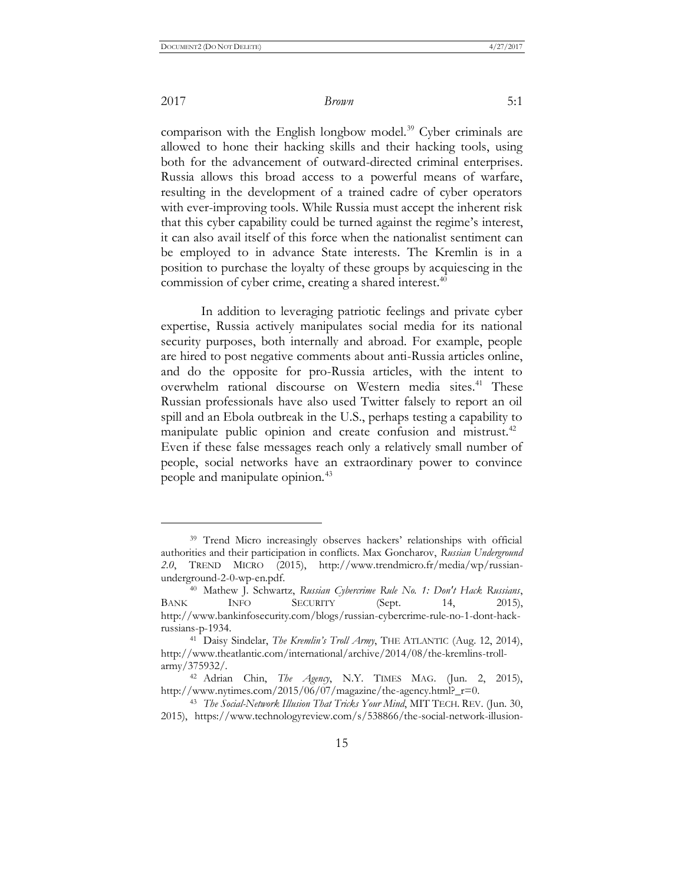comparison with the English longbow model.[39] Cyber criminals are allowed to hone their hacking skills and their hacking tools, using both for the advancement of outward-directed criminal enterprises. Russia allows this broad access to a powerful means of warfare, resulting in the development of a trained cadre of cyber operators with ever-improving tools. While Russia must accept the inherent risk that this cyber capability could be turned against the regime's interest, it can also avail itself of this force when the nationalist sentiment can be employed to in advance State interests. The Kremlin is in a position to purchase the loyalty of these groups by acquiescing in the commission of cyber crime, creating a shared interest.[40]

In addition to leveraging patriotic feelings and private cyber expertise, Russia actively manipulates social media for its national security purposes, both internally and abroad. For example, people are hired to post negative comments about anti-Russia articles online, and do the opposite for pro-Russia articles, with the intent to overwhelm rational discourse on Western media sites.[41] These Russian professionals have also used Twitter falsely to report an oil spill and an Ebola outbreak in the U.S., perhaps testing a capability to manipulate public opinion and create confusion and mistrust.[42] Even if these false messages reach only a relatively small number of people, social networks have an extraordinary power to convince people and manipulate opinion.[43]

---

[39] Trend Micro increasingly observes hackers' relationships with official authorities and their participation in conflicts. Max Goncharov, *Russian Underground 2.0*, TREND MICRO (2015), http://www.trendmicro.fr/media/wp/russian-underground-2-0-wp-en.pdf.

[40] Mathew J. Schwartz, *Russian Cybercrime Rule No. 1: Don't Hack Russians*, BANK INFO SECURITY (Sept. 14, 2015), http://www.bankinfosecurity.com/blogs/russian-cybercrime-rule-no-1-dont-hack-russians-p-1934.

[41] Daisy Sindelar, *The Kremlin's Troll Army*, THE ATLANTIC (Aug. 12, 2014), http://www.theatlantic.com/international/archive/2014/08/the-kremlins-troll-army/375932/.

[42] Adrian Chin, *The Agency*, N.Y. TIMES MAG. (Jun. 2, 2015), http://www.nytimes.com/2015/06/07/magazine/the-agency.html?_r=0.

[43] *The Social-Network Illusion That Tricks Your Mind*, MIT TECH. REV. (Jun. 30, 2015), https://www.technologyreview.com/s/538866/the-social-network-illusion-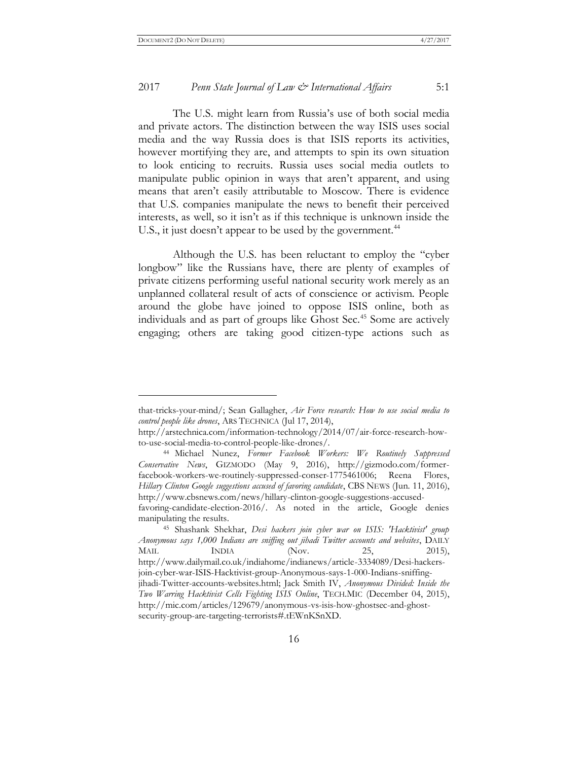The U.S. might learn from Russia's use of both social media and private actors. The distinction between the way ISIS uses social media and the way Russia does is that ISIS reports its activities, however mortifying they are, and attempts to spin its own situation to look enticing to recruits. Russia uses social media outlets to manipulate public opinion in ways that aren't apparent, and using means that aren't easily attributable to Moscow. There is evidence that U.S. companies manipulate the news to benefit their perceived interests, as well, so it isn't as if this technique is unknown inside the U.S., it just doesn't appear to be used by the government.[44]

Although the U.S. has been reluctant to employ the "cyber longbow" like the Russians have, there are plenty of examples of private citizens performing useful national security work merely as an unplanned collateral result of acts of conscience or activism. People around the globe have joined to oppose ISIS online, both as individuals and as part of groups like Ghost Sec.[45] Some are actively engaging; others are taking good citizen-type actions such as

---

that-tricks-your-mind/; Sean Gallagher, *Air Force research: How to use social media to control people like drones*, ARS TECHNICA (Jul 17, 2014), http://arstechnica.com/information-technology/2014/07/air-force-research-how-to-use-social-media-to-control-people-like-drones/.

[44] Michael Nunez, *Former Facebook Workers: We Routinely Suppressed Conservative News*, GIZMODO (May 9, 2016), http://gizmodo.com/former-facebook-workers-we-routinely-suppressed-conser-1775461006; Reena Flores, *Hillary Clinton Google suggestions accused of favoring candidate*, CBS NEWS (Jun. 11, 2016), http://www.cbsnews.com/news/hillary-clinton-google-suggestions-accused-favoring-candidate-election-2016/. As noted in the article, Google denies manipulating the results.

[45] Shashank Shekhar, *Desi hackers join cyber war on ISIS: 'Hacktivist' group Anonymous says 1,000 Indians are sniffing out jihadi Twitter accounts and websites*, DAILY MAIL INDIA (Nov. 25, 2015), http://www.dailymail.co.uk/indiahome/indianews/article-3334089/Desi-hackers-join-cyber-war-ISIS-Hacktivist-group-Anonymous-says-1-000-Indians-sniffing-jihadi-Twitter-accounts-websites.html; Jack Smith IV, *Anonymous Divided: Inside the Two Warring Hacktivist Cells Fighting ISIS Online*, TECH.MIC (December 04, 2015), http://mic.com/articles/129679/anonymous-vs-isis-how-ghostsec-and-ghost-security-group-are-targeting-terrorists#.tEWnKSnXD.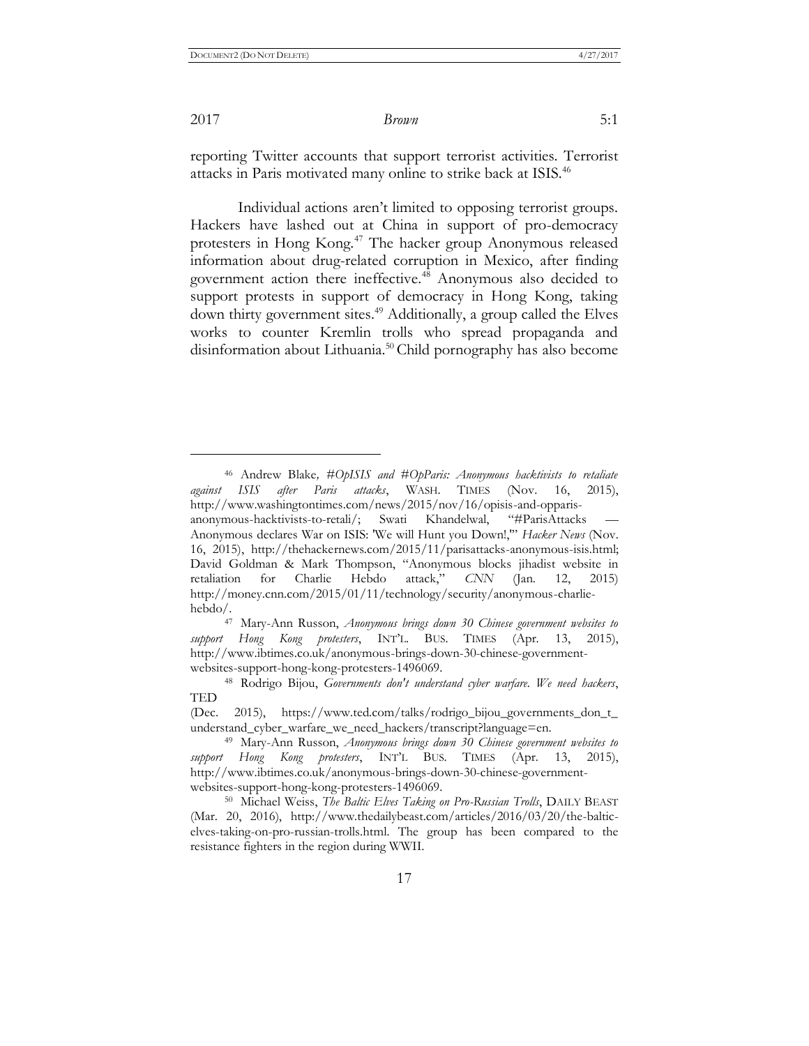reporting Twitter accounts that support terrorist activities. Terrorist attacks in Paris motivated many online to strike back at ISIS.[46]

Individual actions aren't limited to opposing terrorist groups. Hackers have lashed out at China in support of pro-democracy protesters in Hong Kong.[47] The hacker group Anonymous released information about drug-related corruption in Mexico, after finding government action there ineffective.[48] Anonymous also decided to support protests in support of democracy in Hong Kong, taking down thirty government sites.[49] Additionally, a group called the Elves works to counter Kremlin trolls who spread propaganda and disinformation about Lithuania.[50] Child pornography has also become

---

[46] Andrew Blake, *#OpISIS and #OpParis: Anonymous hacktivists to retaliate against ISIS after Paris attacks*, WASH. TIMES (Nov. 16, 2015), http://www.washingtontimes.com/news/2015/nov/16/opisis-and-opparis-anonymous-hacktivists-to-retali/; Swati Khandelwal, "#ParisAttacks — Anonymous declares War on ISIS: 'We will Hunt you Down!,'" *Hacker News* (Nov. 16, 2015), http://thehackernews.com/2015/11/parisattacks-anonymous-isis.html; David Goldman & Mark Thompson, "Anonymous blocks jihadist website in retaliation for Charlie Hebdo attack," *CNN* (Jan. 12, 2015) http://money.cnn.com/2015/01/11/technology/security/anonymous-charlie-hebdo/.

[47] Mary-Ann Russon, *Anonymous brings down 30 Chinese government websites to support Hong Kong protesters*, INT'L. BUS. TIMES (Apr. 13, 2015), http://www.ibtimes.co.uk/anonymous-brings-down-30-chinese-government-websites-support-hong-kong-protesters-1496069.

[48] Rodrigo Bijou, *Governments don't understand cyber warfare. We need hackers*, TED (Dec. 2015), https://www.ted.com/talks/rodrigo_bijou_governments_don_t_understand_cyber_warfare_we_need_hackers/transcript?language=en.

[49] Mary-Ann Russon, *Anonymous brings down 30 Chinese government websites to support Hong Kong protesters*, INT'L BUS. TIMES (Apr. 13, 2015), http://www.ibtimes.co.uk/anonymous-brings-down-30-chinese-government-websites-support-hong-kong-protesters-1496069.

[50] Michael Weiss, *The Baltic Elves Taking on Pro-Russian Trolls*, DAILY BEAST (Mar. 20, 2016), http://www.thedailybeast.com/articles/2016/03/20/the-baltic-elves-taking-on-pro-russian-trolls.html. The group has been compared to the resistance fighters in the region during WWII.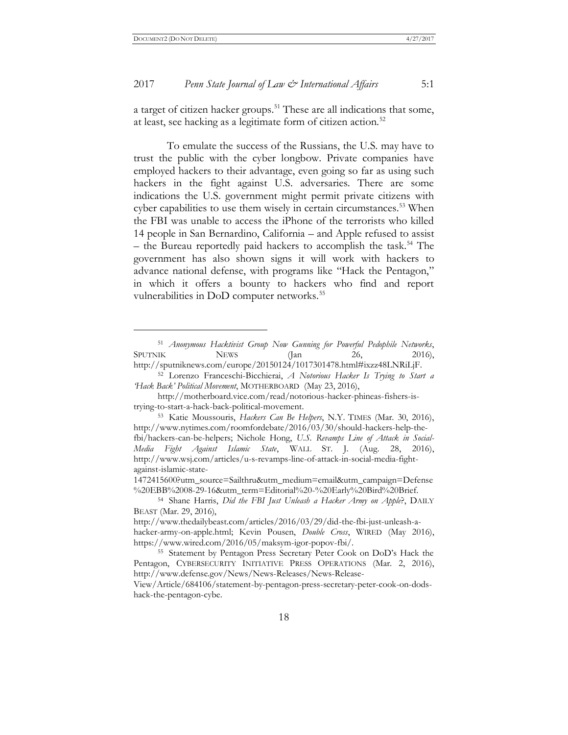a target of citizen hacker groups.[51] These are all indications that some, at least, see hacking as a legitimate form of citizen action.[52]

To emulate the success of the Russians, the U.S. may have to trust the public with the cyber longbow. Private companies have employed hackers to their advantage, even going so far as using such hackers in the fight against U.S. adversaries. There are some indications the U.S. government might permit private citizens with cyber capabilities to use them wisely in certain circumstances.[53] When the FBI was unable to access the iPhone of the terrorists who killed 14 people in San Bernardino, California – and Apple refused to assist – the Bureau reportedly paid hackers to accomplish the task.[54] The government has also shown signs it will work with hackers to advance national defense, with programs like "Hack the Pentagon," in which it offers a bounty to hackers who find and report vulnerabilities in DoD computer networks.[55]

---

[51] *Anonymous Hacktivist Group Now Gunning for Powerful Pedophile Networks*, SPUTNIK NEWS (Jan 26, 2016), http://sputniknews.com/europe/20150124/1017301478.html#ixzz48LNRiLjF.

[52] Lorenzo Franceschi-Bicchierai, *A Notorious Hacker Is Trying to Start a 'Hack Back' Political Movement*, MOTHERBOARD (May 23, 2016), http://motherboard.vice.com/read/notorious-hacker-phineas-fishers-is-trying-to-start-a-hack-back-political-movement.

[53] Katie Moussouris, *Hackers Can Be Helpers*, N.Y. TIMES (Mar. 30, 2016), http://www.nytimes.com/roomfordebate/2016/03/30/should-hackers-help-the-fbi/hackers-can-be-helpers; Nichole Hong, *U.S. Revamps Line of Attack in Social-Media Fight Against Islamic State*, WALL ST. J. (Aug. 28, 2016), http://www.wsj.com/articles/u-s-revamps-line-of-attack-in-social-media-fight-against-islamic-state-1472415600?utm_source=Sailthru&utm_medium=email&utm_campaign=Defense%20EBB%2008-29-16&utm_term=Editorial%20-%20Early%20Bird%20Brief.

[54] Shane Harris, *Did the FBI Just Unleash a Hacker Army on Apple?*, DAILY BEAST (Mar. 29, 2016), http://www.thedailybeast.com/articles/2016/03/29/did-the-fbi-just-unleash-a-hacker-army-on-apple.html; Kevin Pousen, *Double Cross*, WIRED (May 2016), https://www.wired.com/2016/05/maksym-igor-popov-fbi/.

[55] Statement by Pentagon Press Secretary Peter Cook on DoD's Hack the Pentagon, CYBERSECURITY INITIATIVE PRESS OPERATIONS (Mar. 2, 2016), http://www.defense.gov/News/News-Releases/News-Release-View/Article/684106/statement-by-pentagon-press-secretary-peter-cook-on-dods-hack-the-pentagon-cybe.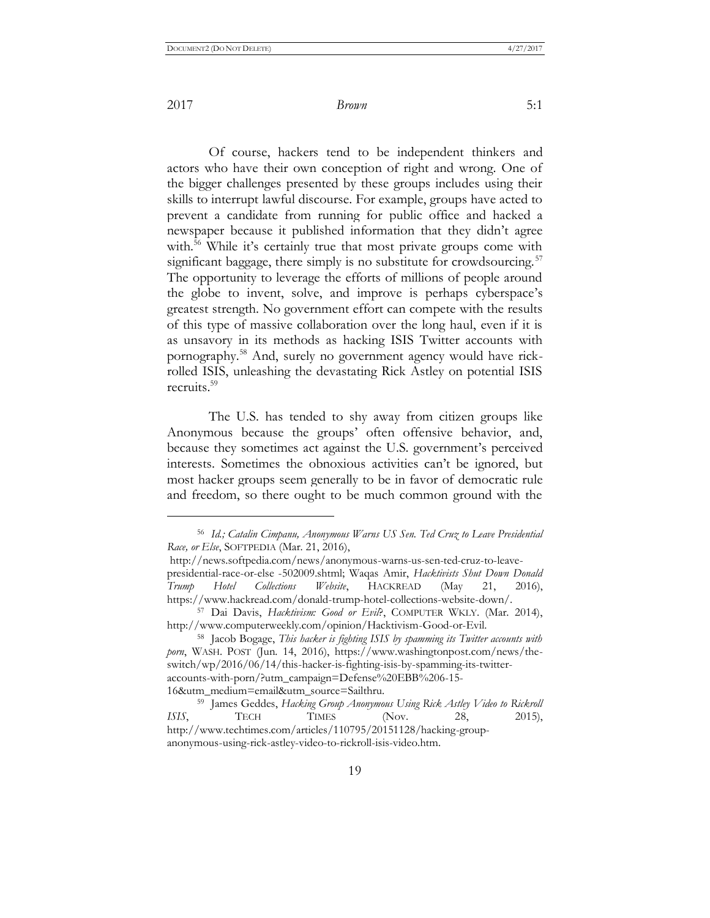Of course, hackers tend to be independent thinkers and actors who have their own conception of right and wrong. One of the bigger challenges presented by these groups includes using their skills to interrupt lawful discourse. For example, groups have acted to prevent a candidate from running for public office and hacked a newspaper because it published information that they didn't agree with.[56] While it's certainly true that most private groups come with significant baggage, there simply is no substitute for crowdsourcing.[57] The opportunity to leverage the efforts of millions of people around the globe to invent, solve, and improve is perhaps cyberspace's greatest strength. No government effort can compete with the results of this type of massive collaboration over the long haul, even if it is as unsavory in its methods as hacking ISIS Twitter accounts with pornography.[58] And, surely no government agency would have rick-rolled ISIS, unleashing the devastating Rick Astley on potential ISIS recruits.[59]

The U.S. has tended to shy away from citizen groups like Anonymous because the groups' often offensive behavior, and, because they sometimes act against the U.S. government's perceived interests. Sometimes the obnoxious activities can't be ignored, but most hacker groups seem generally to be in favor of democratic rule and freedom, so there ought to be much common ground with the

---

[56] *Id.; Catalin Cimpanu, Anonymous Warns US Sen. Ted Cruz to Leave Presidential Race, or Else*, SOFTPEDIA (Mar. 21, 2016), http://news.softpedia.com/news/anonymous-warns-us-sen-ted-cruz-to-leave-presidential-race-or-else -502009.shtml; Waqas Amir, *Hacktivists Shut Down Donald Trump Hotel Collections Website*, HACKREAD (May 21, 2016), https://www.hackread.com/donald-trump-hotel-collections-website-down/.

[57] Dai Davis, *Hacktivism: Good or Evil?*, COMPUTER WKLY. (Mar. 2014), http://www.computerweekly.com/opinion/Hacktivism-Good-or-Evil.

[58] Jacob Bogage, *This hacker is fighting ISIS by spamming its Twitter accounts with porn*, WASH. POST (Jun. 14, 2016), https://www.washingtonpost.com/news/the-switch/wp/2016/06/14/this-hacker-is-fighting-isis-by-spamming-its-twitter-accounts-with-porn/?utm_campaign=Defense%20EBB%206-15-16&utm_medium=email&utm_source=Sailthru.

[59] James Geddes, *Hacking Group Anonymous Using Rick Astley Video to Rickroll ISIS*, TECH TIMES (Nov. 28, 2015), http://www.techtimes.com/articles/110795/20151128/hacking-group-anonymous-using-rick-astley-video-to-rickroll-isis-video.htm.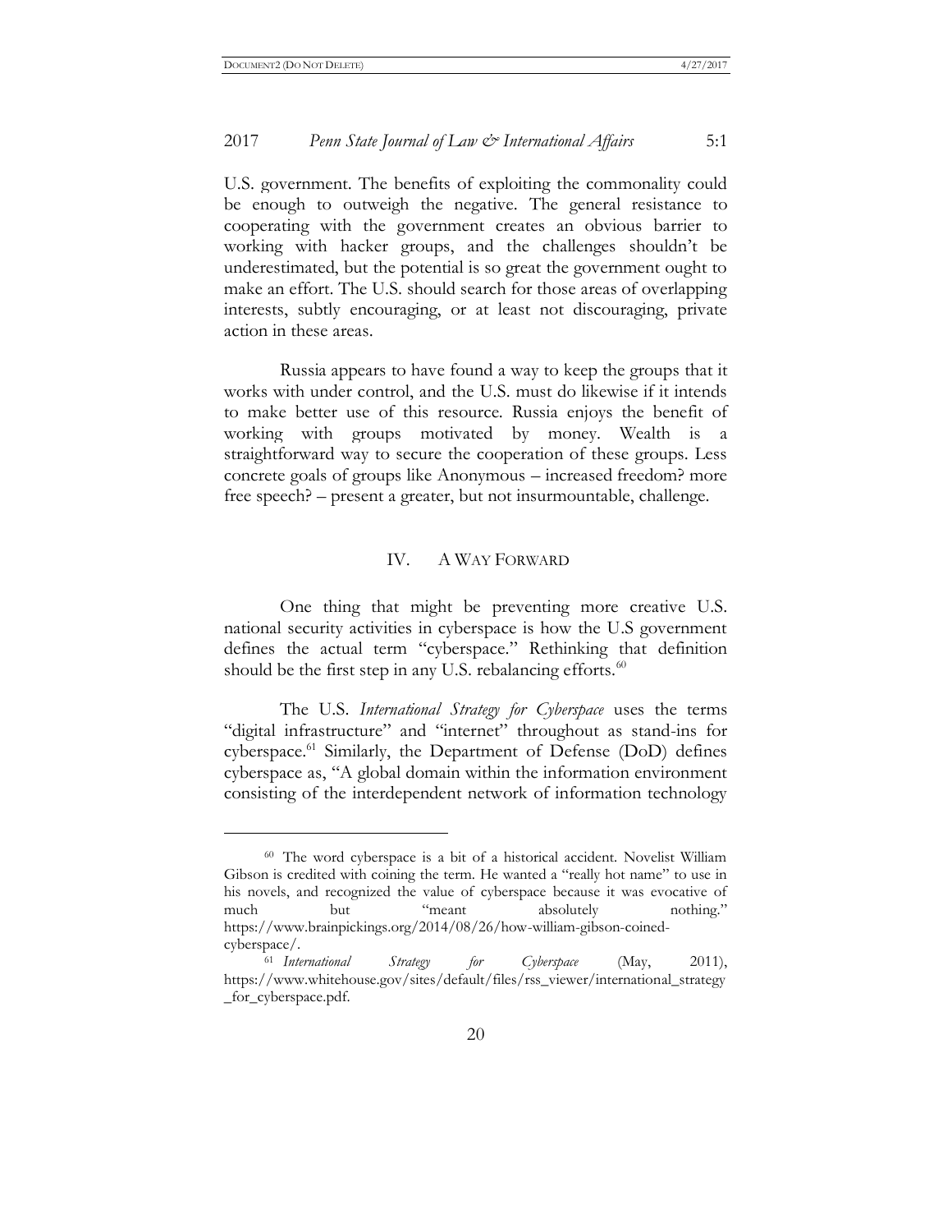U.S. government. The benefits of exploiting the commonality could be enough to outweigh the negative. The general resistance to cooperating with the government creates an obvious barrier to working with hacker groups, and the challenges shouldn't be underestimated, but the potential is so great the government ought to make an effort. The U.S. should search for those areas of overlapping interests, subtly encouraging, or at least not discouraging, private action in these areas.

Russia appears to have found a way to keep the groups that it works with under control, and the U.S. must do likewise if it intends to make better use of this resource. Russia enjoys the benefit of working with groups motivated by money. Wealth is a straightforward way to secure the cooperation of these groups. Less concrete goals of groups like Anonymous – increased freedom? more free speech? – present a greater, but not insurmountable, challenge.

## IV. A WAY FORWARD

One thing that might be preventing more creative U.S. national security activities in cyberspace is how the U.S government defines the actual term "cyberspace." Rethinking that definition should be the first step in any U.S. rebalancing efforts.[60]

The U.S. *International Strategy for Cyberspace* uses the terms "digital infrastructure" and "internet" throughout as stand-ins for cyberspace.[61] Similarly, the Department of Defense (DoD) defines cyberspace as, "A global domain within the information environment consisting of the interdependent network of information technology

---

[60] The word cyberspace is a bit of a historical accident. Novelist William Gibson is credited with coining the term. He wanted a "really hot name" to use in his novels, and recognized the value of cyberspace because it was evocative of much but "meant absolutely nothing." https://www.brainpickings.org/2014/08/26/how-william-gibson-coined-cyberspace/.

[61] *International Strategy for Cyberspace* (May, 2011), https://www.whitehouse.gov/sites/default/files/rss_viewer/international_strategy_for_cyberspace.pdf.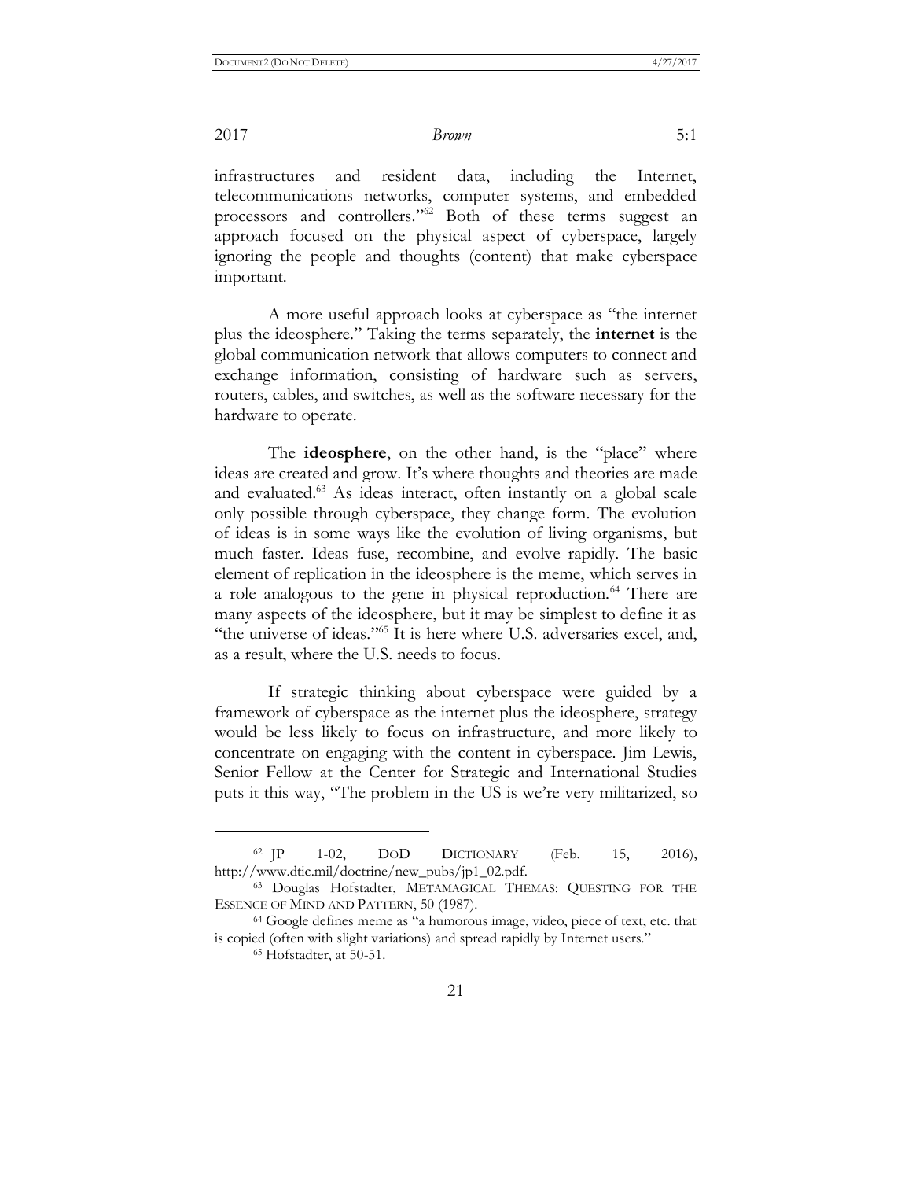infrastructures and resident data, including the Internet, telecommunications networks, computer systems, and embedded processors and controllers."[62] Both of these terms suggest an approach focused on the physical aspect of cyberspace, largely ignoring the people and thoughts (content) that make cyberspace important.

A more useful approach looks at cyberspace as "the internet plus the ideosphere." Taking the terms separately, the **internet** is the global communication network that allows computers to connect and exchange information, consisting of hardware such as servers, routers, cables, and switches, as well as the software necessary for the hardware to operate.

The **ideosphere**, on the other hand, is the "place" where ideas are created and grow. It's where thoughts and theories are made and evaluated.[63] As ideas interact, often instantly on a global scale only possible through cyberspace, they change form. The evolution of ideas is in some ways like the evolution of living organisms, but much faster. Ideas fuse, recombine, and evolve rapidly. The basic element of replication in the ideosphere is the meme, which serves in a role analogous to the gene in physical reproduction.[64] There are many aspects of the ideosphere, but it may be simplest to define it as "the universe of ideas."[65] It is here where U.S. adversaries excel, and, as a result, where the U.S. needs to focus.

If strategic thinking about cyberspace were guided by a framework of cyberspace as the internet plus the ideosphere, strategy would be less likely to focus on infrastructure, and more likely to concentrate on engaging with the content in cyberspace. Jim Lewis, Senior Fellow at the Center for Strategic and International Studies puts it this way, "The problem in the US is we're very militarized, so

---

[62] JP 1-02, DOD DICTIONARY (Feb. 15, 2016), http://www.dtic.mil/doctrine/new_pubs/jp1_02.pdf.

[63] Douglas Hofstadter, METAMAGICAL THEMAS: QUESTING FOR THE ESSENCE OF MIND AND PATTERN, 50 (1987).

[64] Google defines meme as "a humorous image, video, piece of text, etc. that is copied (often with slight variations) and spread rapidly by Internet users."

[65] Hofstadter, at 50-51.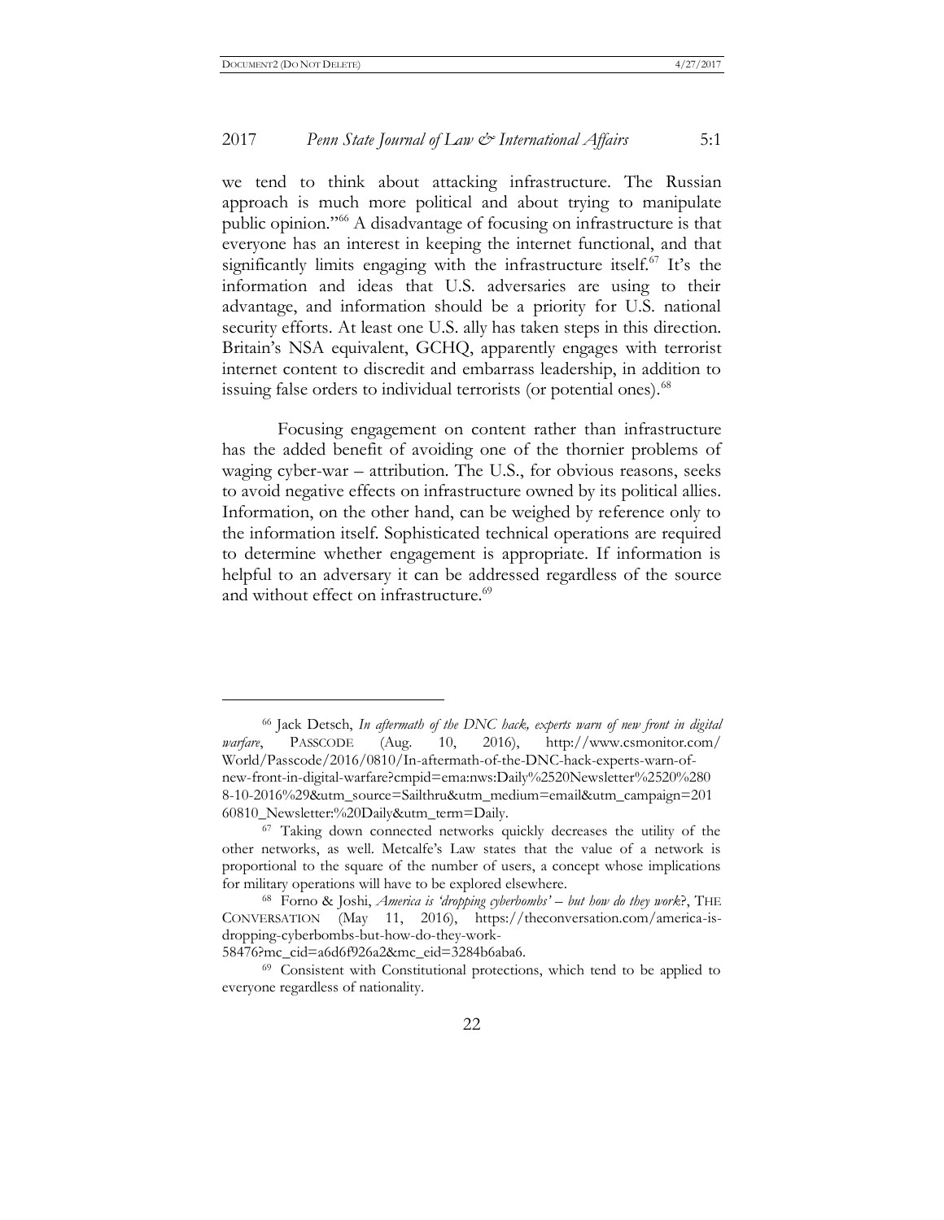we tend to think about attacking infrastructure. The Russian approach is much more political and about trying to manipulate public opinion."[66] A disadvantage of focusing on infrastructure is that everyone has an interest in keeping the internet functional, and that significantly limits engaging with the infrastructure itself.[67] It's the information and ideas that U.S. adversaries are using to their advantage, and information should be a priority for U.S. national security efforts. At least one U.S. ally has taken steps in this direction. Britain's NSA equivalent, GCHQ, apparently engages with terrorist internet content to discredit and embarrass leadership, in addition to issuing false orders to individual terrorists (or potential ones).[68]

Focusing engagement on content rather than infrastructure has the added benefit of avoiding one of the thornier problems of waging cyber-war – attribution. The U.S., for obvious reasons, seeks to avoid negative effects on infrastructure owned by its political allies. Information, on the other hand, can be weighed by reference only to the information itself. Sophisticated technical operations are required to determine whether engagement is appropriate. If information is helpful to an adversary it can be addressed regardless of the source and without effect on infrastructure.[69]

---

[66] Jack Detsch, *In aftermath of the DNC hack, experts warn of new front in digital warfare*, PASSCODE (Aug. 10, 2016), http://www.csmonitor.com/World/Passcode/2016/0810/In-aftermath-of-the-DNC-hack-experts-warn-of-new-front-in-digital-warfare?cmpid=ema:nws:Daily%2520Newsletter%2520%2808-10-2016%29&utm_source=Sailthru&utm_medium=email&utm_campaign=20160810_Newsletter:%20Daily&utm_term=Daily.

[67] Taking down connected networks quickly decreases the utility of the other networks, as well. Metcalfe's Law states that the value of a network is proportional to the square of the number of users, a concept whose implications for military operations will have to be explored elsewhere.

[68] Forno & Joshi, *America is 'dropping cyberbombs' – but how do they work?*, THE CONVERSATION (May 11, 2016), https://theconversation.com/america-is-dropping-cyberbombs-but-how-do-they-work-58476?mc_cid=a6d6f926a2&mc_eid=3284b6aba6.

[69] Consistent with Constitutional protections, which tend to be applied to everyone regardless of nationality.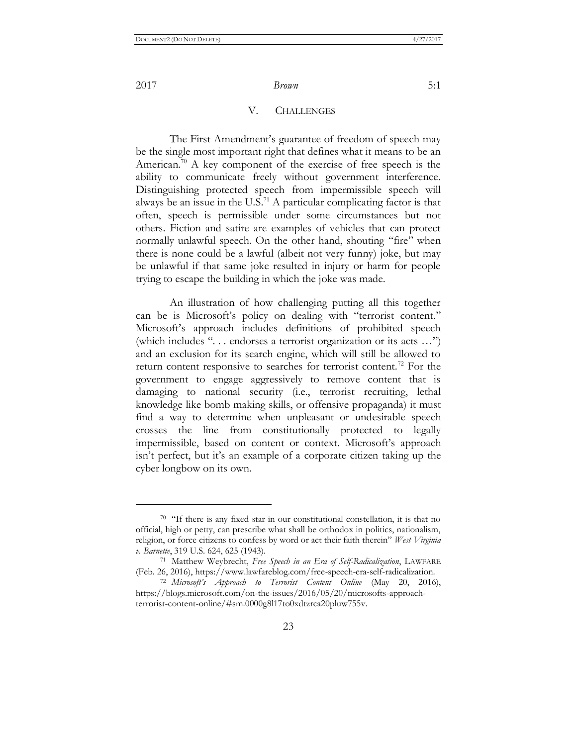## V. CHALLENGES

The First Amendment's guarantee of freedom of speech may be the single most important right that defines what it means to be an American.[70] A key component of the exercise of free speech is the ability to communicate freely without government interference. Distinguishing protected speech from impermissible speech will always be an issue in the U.S.[71] A particular complicating factor is that often, speech is permissible under some circumstances but not others. Fiction and satire are examples of vehicles that can protect normally unlawful speech. On the other hand, shouting "fire" when there is none could be a lawful (albeit not very funny) joke, but may be unlawful if that same joke resulted in injury or harm for people trying to escape the building in which the joke was made.

An illustration of how challenging putting all this together can be is Microsoft's policy on dealing with "terrorist content." Microsoft's approach includes definitions of prohibited speech (which includes ". . . endorses a terrorist organization or its acts …") and an exclusion for its search engine, which will still be allowed to return content responsive to searches for terrorist content.[72] For the government to engage aggressively to remove content that is damaging to national security (i.e., terrorist recruiting, lethal knowledge like bomb making skills, or offensive propaganda) it must find a way to determine when unpleasant or undesirable speech crosses the line from constitutionally protected to legally impermissible, based on content or context. Microsoft's approach isn't perfect, but it's an example of a corporate citizen taking up the cyber longbow on its own.

---

[70] "If there is any fixed star in our constitutional constellation, it is that no official, high or petty, can prescribe what shall be orthodox in politics, nationalism, religion, or force citizens to confess by word or act their faith therein" *West Virginia v. Barnette*, 319 U.S. 624, 625 (1943).

[71] Matthew Weybrecht, *Free Speech in an Era of Self-Radicalization*, LAWFARE (Feb. 26, 2016), https://www.lawfareblog.com/free-speech-era-self-radicalization.

[72] *Microsoft's Approach to Terrorist Content Online* (May 20, 2016), https://blogs.microsoft.com/on-the-issues/2016/05/20/microsofts-approach-terrorist-content-online/#sm.0000g8l17to0xdtzrca20pluw755v.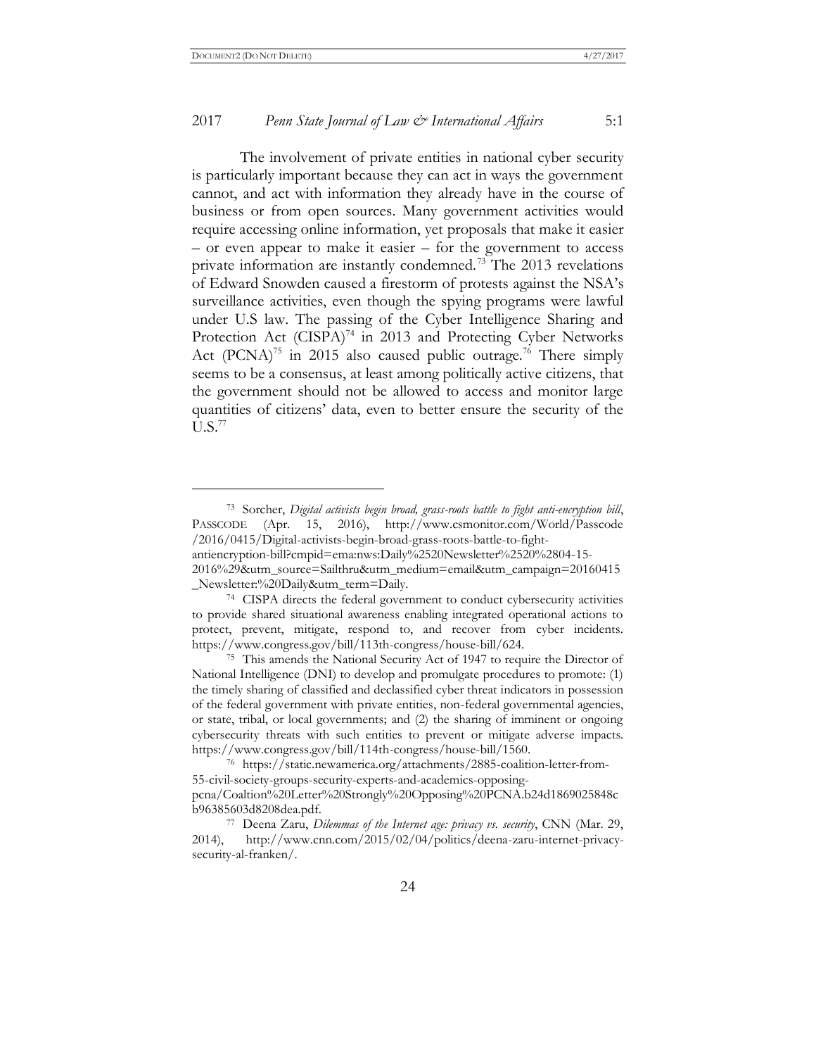The involvement of private entities in national cyber security is particularly important because they can act in ways the government cannot, and act with information they already have in the course of business or from open sources. Many government activities would require accessing online information, yet proposals that make it easier – or even appear to make it easier – for the government to access private information are instantly condemned.[73] The 2013 revelations of Edward Snowden caused a firestorm of protests against the NSA's surveillance activities, even though the spying programs were lawful under U.S law. The passing of the Cyber Intelligence Sharing and Protection Act (CISPA)[74] in 2013 and Protecting Cyber Networks Act (PCNA)[75] in 2015 also caused public outrage.[76] There simply seems to be a consensus, at least among politically active citizens, that the government should not be allowed to access and monitor large quantities of citizens' data, even to better ensure the security of the U.S.[77]

---

[73] Sorcher, *Digital activists begin broad, grass-roots battle to fight anti-encryption bill*, PASSCODE (Apr. 15, 2016), http://www.csmonitor.com/World/Passcode/2016/0415/Digital-activists-begin-broad-grass-roots-battle-to-fight-antiencryption-bill?cmpid=ema:nws:Daily%2520Newsletter%2520%2804-15-2016%29&utm_source=Sailthru&utm_medium=email&utm_campaign=20160415_Newsletter:%20Daily&utm_term=Daily.

[74] CISPA directs the federal government to conduct cybersecurity activities to provide shared situational awareness enabling integrated operational actions to protect, prevent, mitigate, respond to, and recover from cyber incidents. https://www.congress.gov/bill/113th-congress/house-bill/624.

[75] This amends the National Security Act of 1947 to require the Director of National Intelligence (DNI) to develop and promulgate procedures to promote: (1) the timely sharing of classified and declassified cyber threat indicators in possession of the federal government with private entities, non-federal governmental agencies, or state, tribal, or local governments; and (2) the sharing of imminent or ongoing cybersecurity threats with such entities to prevent or mitigate adverse impacts. https://www.congress.gov/bill/114th-congress/house-bill/1560.

[76] https://static.newamerica.org/attachments/2885-coalition-letter-from-55-civil-society-groups-security-experts-and-academics-opposing-pcna/Coaltion%20Letter%20Strongly%20Opposing%20PCNA.b24d1869025848cb96385603d8208dea.pdf.

[77] Deena Zaru, *Dilemmas of the Internet age: privacy vs. security*, CNN (Mar. 29, 2014), http://www.cnn.com/2015/02/04/politics/deena-zaru-internet-privacy-security-al-franken/.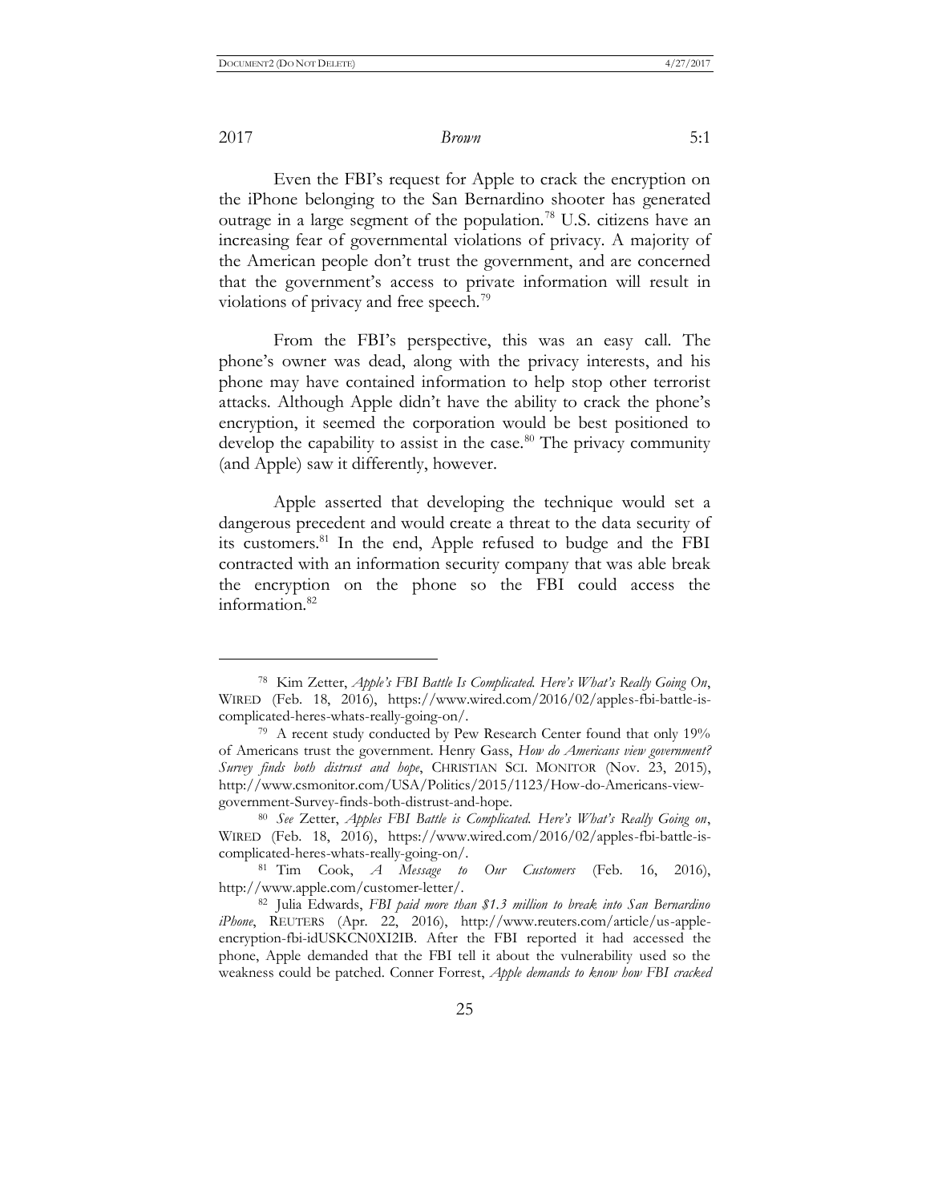Even the FBI's request for Apple to crack the encryption on the iPhone belonging to the San Bernardino shooter has generated outrage in a large segment of the population.[78] U.S. citizens have an increasing fear of governmental violations of privacy. A majority of the American people don't trust the government, and are concerned that the government's access to private information will result in violations of privacy and free speech.[79]

From the FBI's perspective, this was an easy call. The phone's owner was dead, along with the privacy interests, and his phone may have contained information to help stop other terrorist attacks. Although Apple didn't have the ability to crack the phone's encryption, it seemed the corporation would be best positioned to develop the capability to assist in the case.[80] The privacy community (and Apple) saw it differently, however.

Apple asserted that developing the technique would set a dangerous precedent and would create a threat to the data security of its customers.[81] In the end, Apple refused to budge and the FBI contracted with an information security company that was able break the encryption on the phone so the FBI could access the information.[82]

---

[78] Kim Zetter, *Apple's FBI Battle Is Complicated. Here's What's Really Going On*, WIRED (Feb. 18, 2016), https://www.wired.com/2016/02/apples-fbi-battle-is-complicated-heres-whats-really-going-on/.

[79] A recent study conducted by Pew Research Center found that only 19% of Americans trust the government. Henry Gass, *How do Americans view government? Survey finds both distrust and hope*, CHRISTIAN SCI. MONITOR (Nov. 23, 2015), http://www.csmonitor.com/USA/Politics/2015/1123/How-do-Americans-view-government-Survey-finds-both-distrust-and-hope.

[80] *See* Zetter, *Apples FBI Battle is Complicated. Here's What's Really Going on*, WIRED (Feb. 18, 2016), https://www.wired.com/2016/02/apples-fbi-battle-is-complicated-heres-whats-really-going-on/.

[81] Tim Cook, *A Message to Our Customers* (Feb. 16, 2016), http://www.apple.com/customer-letter/.

[82] Julia Edwards, *FBI paid more than $1.3 million to break into San Bernardino iPhone*, REUTERS (Apr. 22, 2016), http://www.reuters.com/article/us-apple-encryption-fbi-idUSKCN0XI2IB. After the FBI reported it had accessed the phone, Apple demanded that the FBI tell it about the vulnerability used so the weakness could be patched. Conner Forrest, *Apple demands to know how FBI cracked*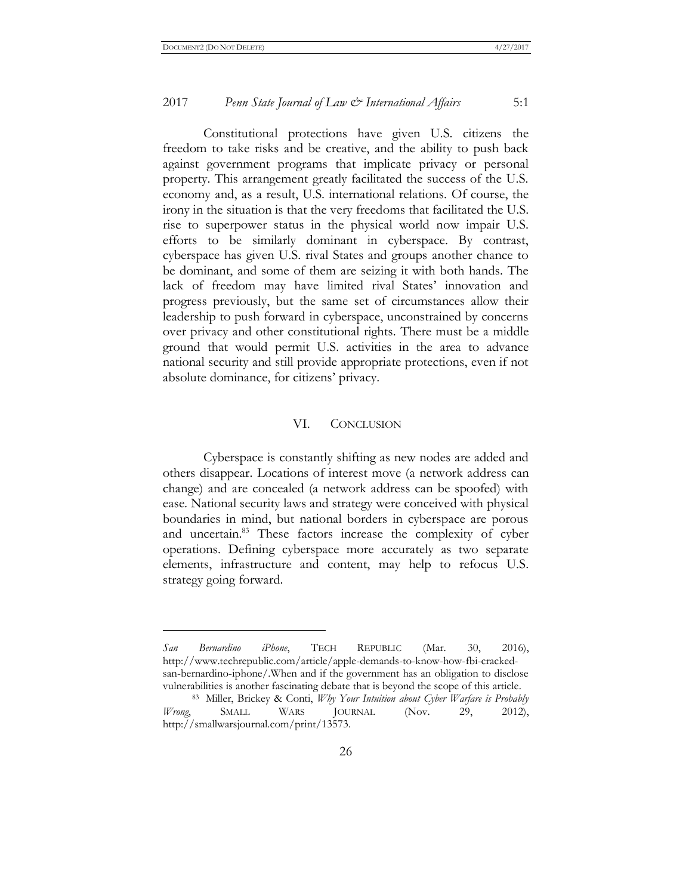Constitutional protections have given U.S. citizens the freedom to take risks and be creative, and the ability to push back against government programs that implicate privacy or personal property. This arrangement greatly facilitated the success of the U.S. economy and, as a result, U.S. international relations. Of course, the irony in the situation is that the very freedoms that facilitated the U.S. rise to superpower status in the physical world now impair U.S. efforts to be similarly dominant in cyberspace. By contrast, cyberspace has given U.S. rival States and groups another chance to be dominant, and some of them are seizing it with both hands. The lack of freedom may have limited rival States' innovation and progress previously, but the same set of circumstances allow their leadership to push forward in cyberspace, unconstrained by concerns over privacy and other constitutional rights. There must be a middle ground that would permit U.S. activities in the area to advance national security and still provide appropriate protections, even if not absolute dominance, for citizens' privacy.

## VI. CONCLUSION

Cyberspace is constantly shifting as new nodes are added and others disappear. Locations of interest move (a network address can change) and are concealed (a network address can be spoofed) with ease. National security laws and strategy were conceived with physical boundaries in mind, but national borders in cyberspace are porous and uncertain.[83] These factors increase the complexity of cyber operations. Defining cyberspace more accurately as two separate elements, infrastructure and content, may help to refocus U.S. strategy going forward.

---

*San Bernardino iPhone*, TECH REPUBLIC (Mar. 30, 2016), http://www.techrepublic.com/article/apple-demands-to-know-how-fbi-cracked-san-bernardino-iphone/.When and if the government has an obligation to disclose vulnerabilities is another fascinating debate that is beyond the scope of this article.

[83] Miller, Brickey & Conti, *Why Your Intuition about Cyber Warfare is Probably Wrong*, SMALL WARS JOURNAL (Nov. 29, 2012), http://smallwarsjournal.com/print/13573.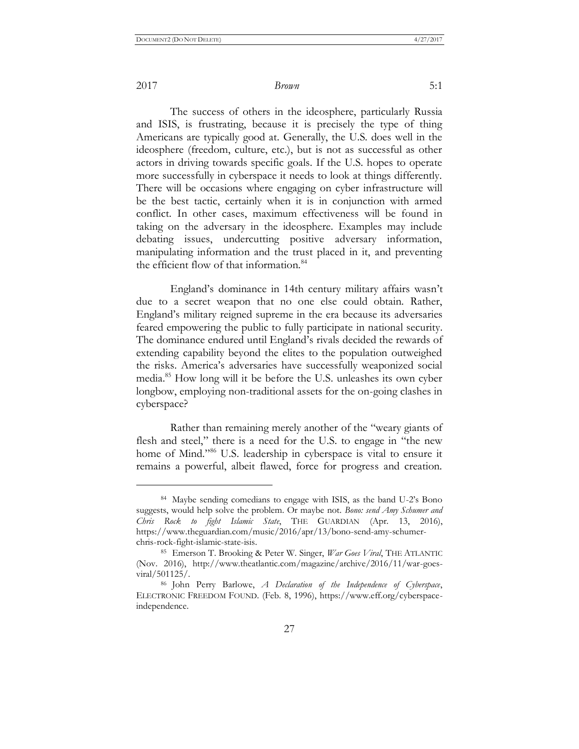The success of others in the ideosphere, particularly Russia and ISIS, is frustrating, because it is precisely the type of thing Americans are typically good at. Generally, the U.S. does well in the ideosphere (freedom, culture, etc.), but is not as successful as other actors in driving towards specific goals. If the U.S. hopes to operate more successfully in cyberspace it needs to look at things differently. There will be occasions where engaging on cyber infrastructure will be the best tactic, certainly when it is in conjunction with armed conflict. In other cases, maximum effectiveness will be found in taking on the adversary in the ideosphere. Examples may include debating issues, undercutting positive adversary information, manipulating information and the trust placed in it, and preventing the efficient flow of that information.[84]

England's dominance in 14th century military affairs wasn't due to a secret weapon that no one else could obtain. Rather, England's military reigned supreme in the era because its adversaries feared empowering the public to fully participate in national security. The dominance endured until England's rivals decided the rewards of extending capability beyond the elites to the population outweighed the risks. America's adversaries have successfully weaponized social media.[85] How long will it be before the U.S. unleashes its own cyber longbow, employing non-traditional assets for the on-going clashes in cyberspace?

Rather than remaining merely another of the "weary giants of flesh and steel," there is a need for the U.S. to engage in "the new home of Mind."[86] U.S. leadership in cyberspace is vital to ensure it remains a powerful, albeit flawed, force for progress and creation.

---

[84] Maybe sending comedians to engage with ISIS, as the band U-2's Bono suggests, would help solve the problem. Or maybe not. *Bono: send Amy Schumer and Chris Rock to fight Islamic State*, THE GUARDIAN (Apr. 13, 2016), https://www.theguardian.com/music/2016/apr/13/bono-send-amy-schumer-chris-rock-fight-islamic-state-isis.

[85] Emerson T. Brooking & Peter W. Singer, *War Goes Viral*, THE ATLANTIC (Nov. 2016), http://www.theatlantic.com/magazine/archive/2016/11/war-goes-viral/501125/.

[86] John Perry Barlowe, *A Declaration of the Independence of Cyberspace*, ELECTRONIC FREEDOM FOUND. (Feb. 8, 1996), https://www.eff.org/cyberspace-independence.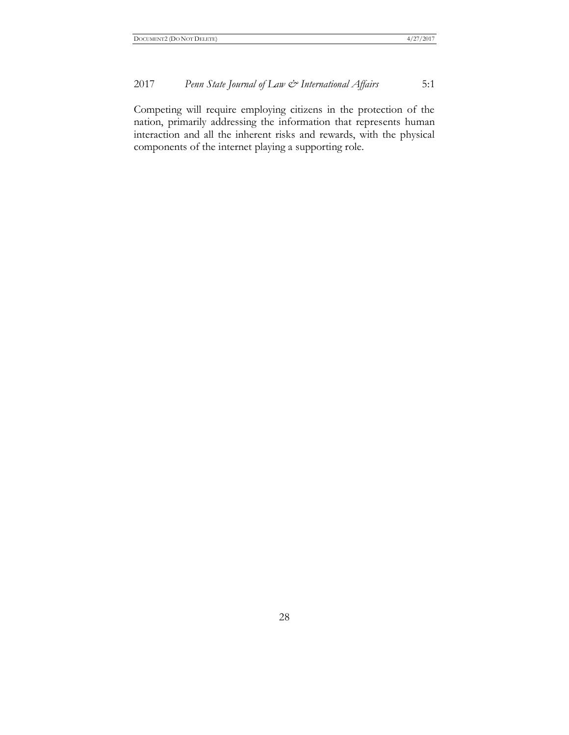Competing will require employing citizens in the protection of the nation, primarily addressing the information that represents human interaction and all the inherent risks and rewards, with the physical components of the internet playing a supporting role.